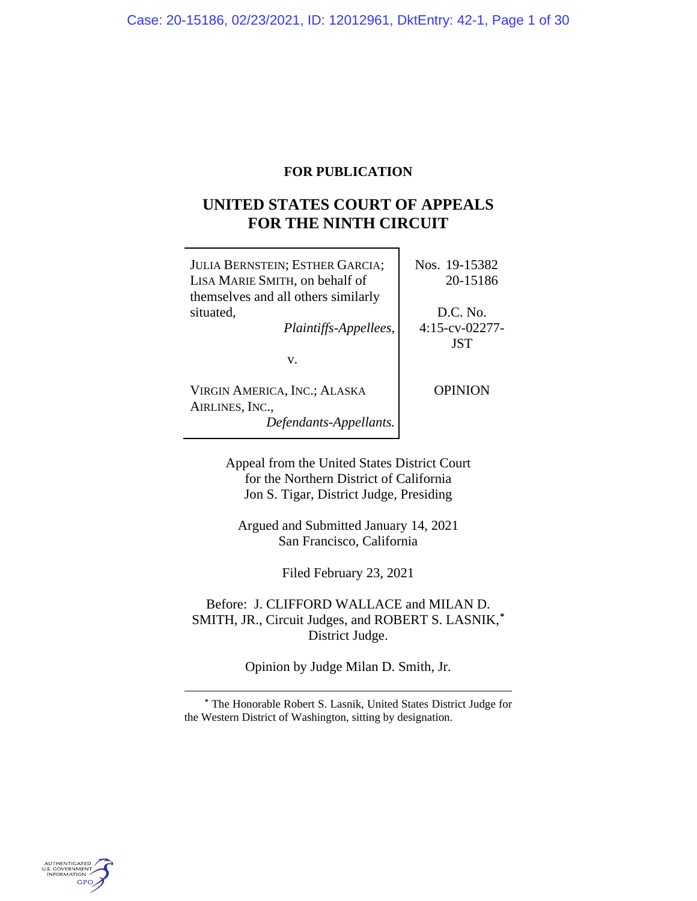**FOR PUBLICATION**

# UNITED STATES COURT OF APPEALS FOR THE NINTH CIRCUIT

| | |
|---|---|
| JULIA BERNSTEIN; ESTHER GARCIA; LISA MARIE SMITH, on behalf of themselves and all others similarly situated, *Plaintiffs-Appellees*, | Nos. 19-15382, 20-15186 |
| v. | D.C. No. 4:15-cv-02277-JST |
| VIRGIN AMERICA, INC.; ALASKA AIRLINES, INC., *Defendants-Appellants.* | OPINION |

Appeal from the United States District Court
for the Northern District of California
Jon S. Tigar, District Judge, Presiding

Argued and Submitted January 14, 2021
San Francisco, California

Filed February 23, 2021

Before: J. CLIFFORD WALLACE and MILAN D. SMITH, JR., Circuit Judges, and ROBERT S. LASNIK,[*] District Judge.

Opinion by Judge Milan D. Smith, Jr.

---

[*] The Honorable Robert S. Lasnik, United States District Judge for the Western District of Washington, sitting by designation.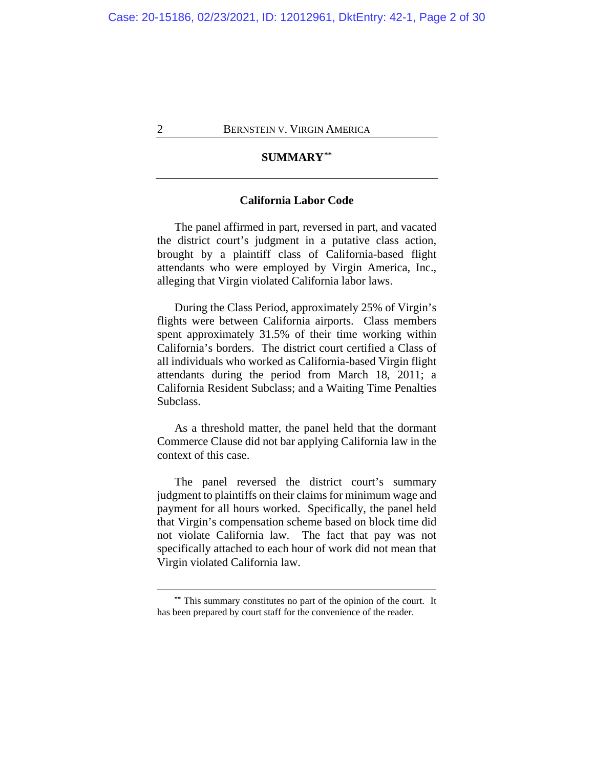## SUMMARY[**]

### California Labor Code

The panel affirmed in part, reversed in part, and vacated the district court's judgment in a putative class action, brought by a plaintiff class of California-based flight attendants who were employed by Virgin America, Inc., alleging that Virgin violated California labor laws.

During the Class Period, approximately 25% of Virgin's flights were between California airports. Class members spent approximately 31.5% of their time working within California's borders. The district court certified a Class of all individuals who worked as California-based Virgin flight attendants during the period from March 18, 2011; a California Resident Subclass; and a Waiting Time Penalties Subclass.

As a threshold matter, the panel held that the dormant Commerce Clause did not bar applying California law in the context of this case.

The panel reversed the district court's summary judgment to plaintiffs on their claims for minimum wage and payment for all hours worked. Specifically, the panel held that Virgin's compensation scheme based on block time did not violate California law. The fact that pay was not specifically attached to each hour of work did not mean that Virgin violated California law.

---

[**] This summary constitutes no part of the opinion of the court. It has been prepared by court staff for the convenience of the reader.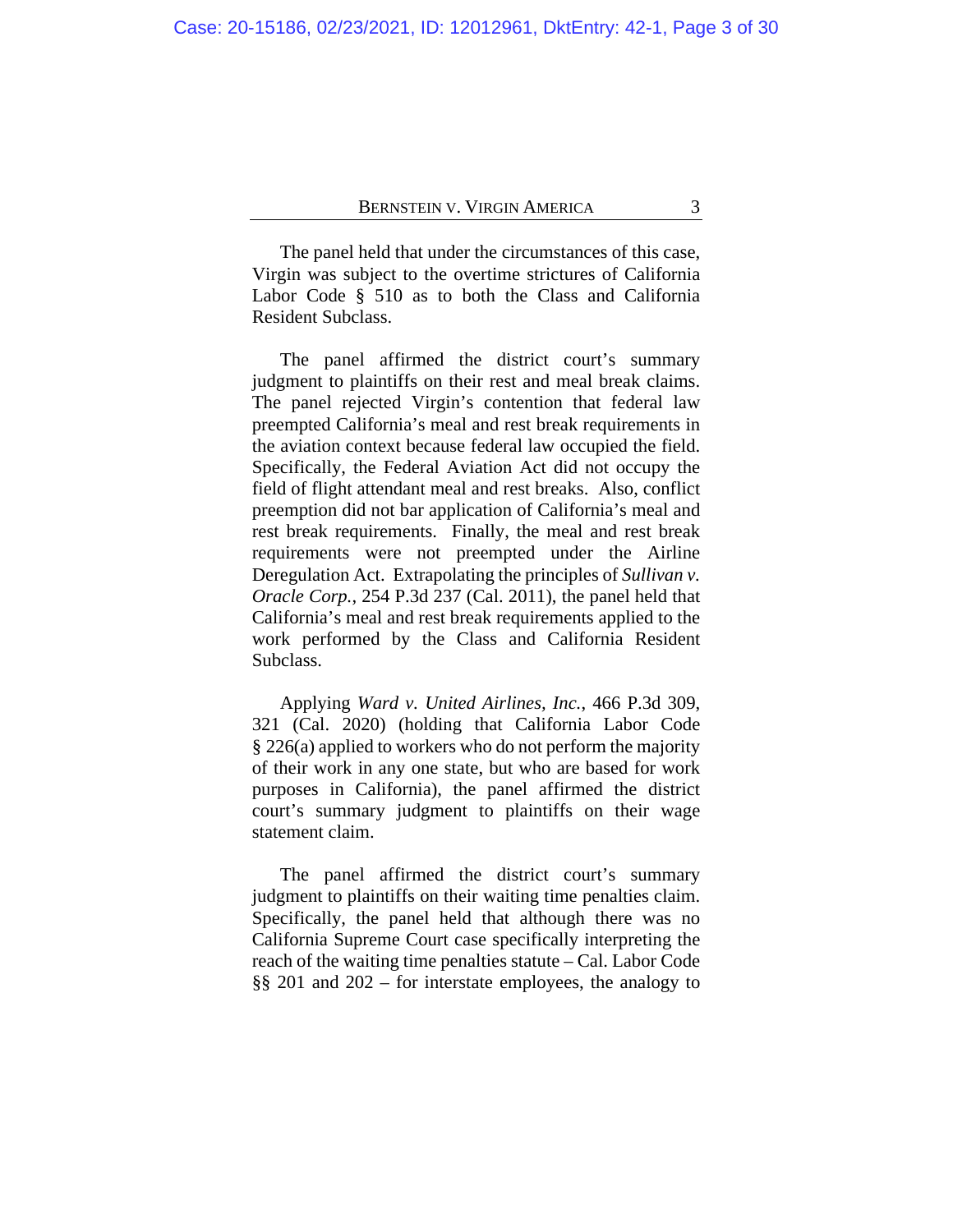The panel held that under the circumstances of this case, Virgin was subject to the overtime strictures of California Labor Code § 510 as to both the Class and California Resident Subclass.

The panel affirmed the district court's summary judgment to plaintiffs on their rest and meal break claims. The panel rejected Virgin's contention that federal law preempted California's meal and rest break requirements in the aviation context because federal law occupied the field. Specifically, the Federal Aviation Act did not occupy the field of flight attendant meal and rest breaks. Also, conflict preemption did not bar application of California's meal and rest break requirements. Finally, the meal and rest break requirements were not preempted under the Airline Deregulation Act. Extrapolating the principles of *Sullivan v. Oracle Corp.*, 254 P.3d 237 (Cal. 2011), the panel held that California's meal and rest break requirements applied to the work performed by the Class and California Resident Subclass.

Applying *Ward v. United Airlines, Inc.*, 466 P.3d 309, 321 (Cal. 2020) (holding that California Labor Code § 226(a) applied to workers who do not perform the majority of their work in any one state, but who are based for work purposes in California), the panel affirmed the district court's summary judgment to plaintiffs on their wage statement claim.

The panel affirmed the district court's summary judgment to plaintiffs on their waiting time penalties claim. Specifically, the panel held that although there was no California Supreme Court case specifically interpreting the reach of the waiting time penalties statute – Cal. Labor Code §§ 201 and 202 – for interstate employees, the analogy to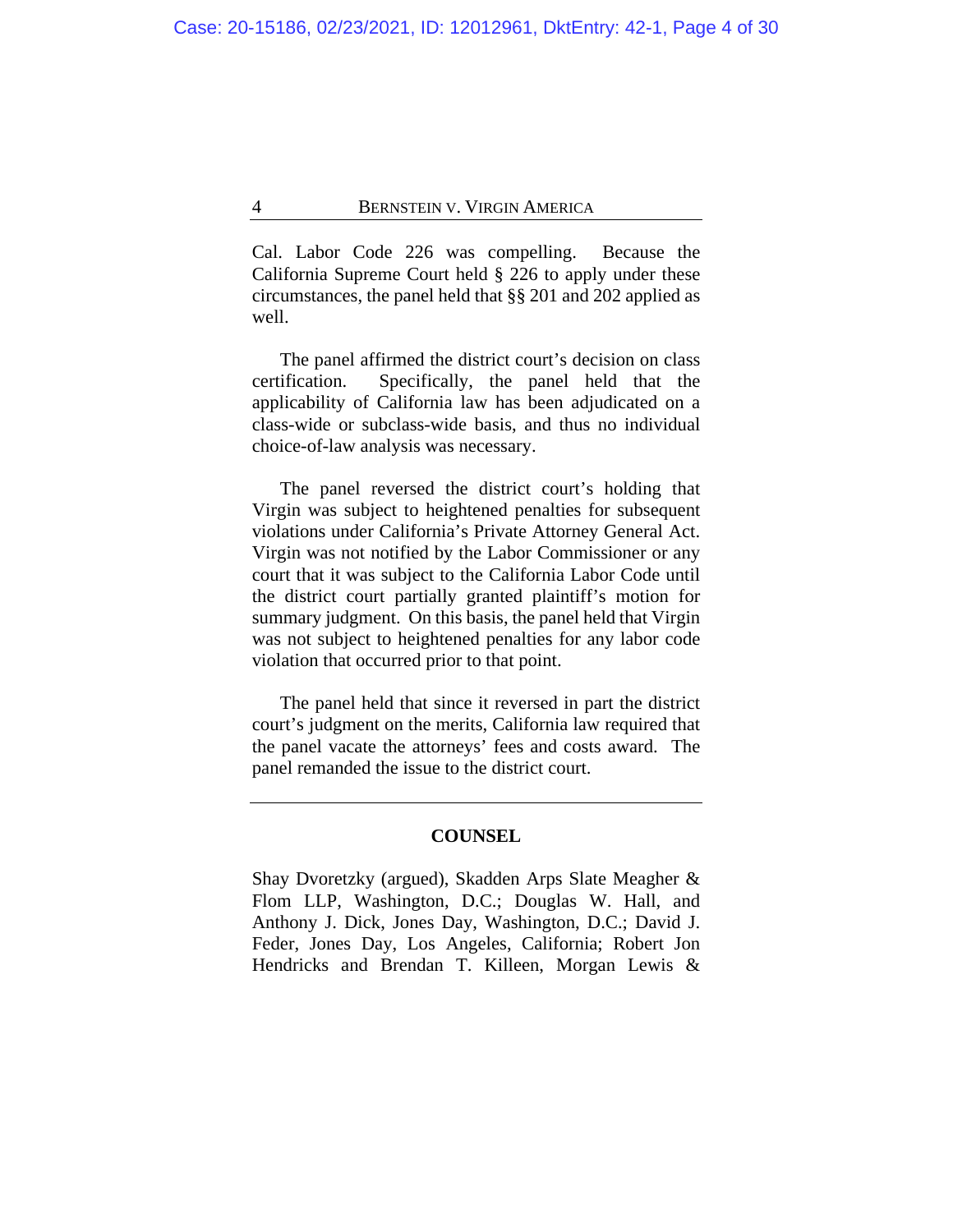Cal. Labor Code 226 was compelling. Because the California Supreme Court held § 226 to apply under these circumstances, the panel held that §§ 201 and 202 applied as well.

The panel affirmed the district court's decision on class certification. Specifically, the panel held that the applicability of California law has been adjudicated on a class-wide or subclass-wide basis, and thus no individual choice-of-law analysis was necessary.

The panel reversed the district court's holding that Virgin was subject to heightened penalties for subsequent violations under California's Private Attorney General Act. Virgin was not notified by the Labor Commissioner or any court that it was subject to the California Labor Code until the district court partially granted plaintiff's motion for summary judgment. On this basis, the panel held that Virgin was not subject to heightened penalties for any labor code violation that occurred prior to that point.

The panel held that since it reversed in part the district court's judgment on the merits, California law required that the panel vacate the attorneys' fees and costs award. The panel remanded the issue to the district court.

---

## COUNSEL

Shay Dvoretzky (argued), Skadden Arps Slate Meagher & Flom LLP, Washington, D.C.; Douglas W. Hall, and Anthony J. Dick, Jones Day, Washington, D.C.; David J. Feder, Jones Day, Los Angeles, California; Robert Jon Hendricks and Brendan T. Killeen, Morgan Lewis &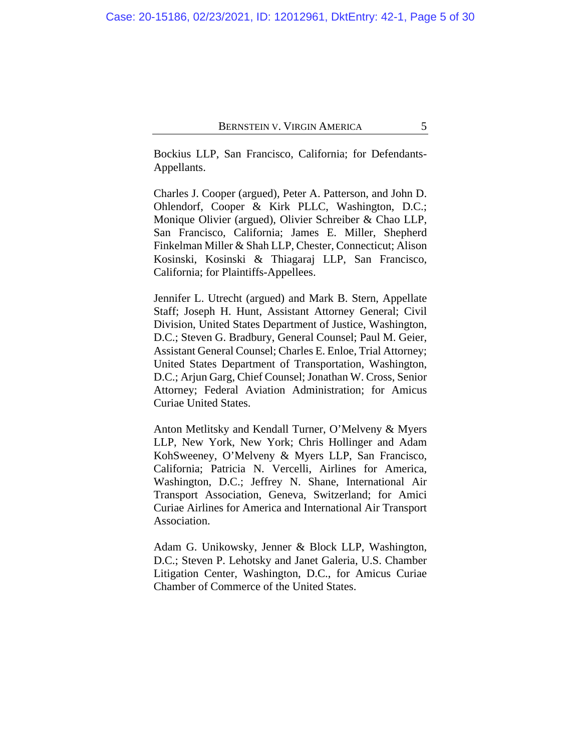Bockius LLP, San Francisco, California; for Defendants-Appellants.

Charles J. Cooper (argued), Peter A. Patterson, and John D. Ohlendorf, Cooper & Kirk PLLC, Washington, D.C.; Monique Olivier (argued), Olivier Schreiber & Chao LLP, San Francisco, California; James E. Miller, Shepherd Finkelman Miller & Shah LLP, Chester, Connecticut; Alison Kosinski, Kosinski & Thiagaraj LLP, San Francisco, California; for Plaintiffs-Appellees.

Jennifer L. Utrecht (argued) and Mark B. Stern, Appellate Staff; Joseph H. Hunt, Assistant Attorney General; Civil Division, United States Department of Justice, Washington, D.C.; Steven G. Bradbury, General Counsel; Paul M. Geier, Assistant General Counsel; Charles E. Enloe, Trial Attorney; United States Department of Transportation, Washington, D.C.; Arjun Garg, Chief Counsel; Jonathan W. Cross, Senior Attorney; Federal Aviation Administration; for Amicus Curiae United States.

Anton Metlitsky and Kendall Turner, O'Melveny & Myers LLP, New York, New York; Chris Hollinger and Adam KohSweeney, O'Melveny & Myers LLP, San Francisco, California; Patricia N. Vercelli, Airlines for America, Washington, D.C.; Jeffrey N. Shane, International Air Transport Association, Geneva, Switzerland; for Amici Curiae Airlines for America and International Air Transport Association.

Adam G. Unikowsky, Jenner & Block LLP, Washington, D.C.; Steven P. Lehotsky and Janet Galeria, U.S. Chamber Litigation Center, Washington, D.C., for Amicus Curiae Chamber of Commerce of the United States.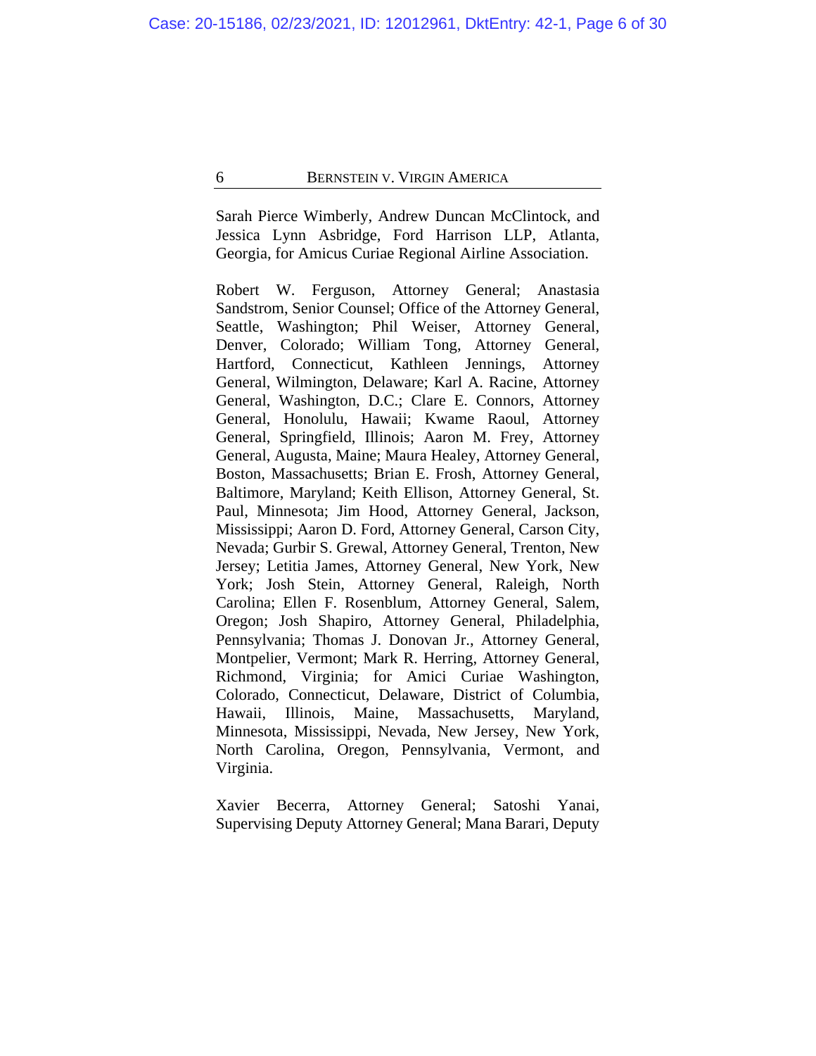Sarah Pierce Wimberly, Andrew Duncan McClintock, and Jessica Lynn Asbridge, Ford Harrison LLP, Atlanta, Georgia, for Amicus Curiae Regional Airline Association.

Robert W. Ferguson, Attorney General; Anastasia Sandstrom, Senior Counsel; Office of the Attorney General, Seattle, Washington; Phil Weiser, Attorney General, Denver, Colorado; William Tong, Attorney General, Hartford, Connecticut, Kathleen Jennings, Attorney General, Wilmington, Delaware; Karl A. Racine, Attorney General, Washington, D.C.; Clare E. Connors, Attorney General, Honolulu, Hawaii; Kwame Raoul, Attorney General, Springfield, Illinois; Aaron M. Frey, Attorney General, Augusta, Maine; Maura Healey, Attorney General, Boston, Massachusetts; Brian E. Frosh, Attorney General, Baltimore, Maryland; Keith Ellison, Attorney General, St. Paul, Minnesota; Jim Hood, Attorney General, Jackson, Mississippi; Aaron D. Ford, Attorney General, Carson City, Nevada; Gurbir S. Grewal, Attorney General, Trenton, New Jersey; Letitia James, Attorney General, New York, New York; Josh Stein, Attorney General, Raleigh, North Carolina; Ellen F. Rosenblum, Attorney General, Salem, Oregon; Josh Shapiro, Attorney General, Philadelphia, Pennsylvania; Thomas J. Donovan Jr., Attorney General, Montpelier, Vermont; Mark R. Herring, Attorney General, Richmond, Virginia; for Amici Curiae Washington, Colorado, Connecticut, Delaware, District of Columbia, Hawaii, Illinois, Maine, Massachusetts, Maryland, Minnesota, Mississippi, Nevada, New Jersey, New York, North Carolina, Oregon, Pennsylvania, Vermont, and Virginia.

Xavier Becerra, Attorney General; Satoshi Yanai, Supervising Deputy Attorney General; Mana Barari, Deputy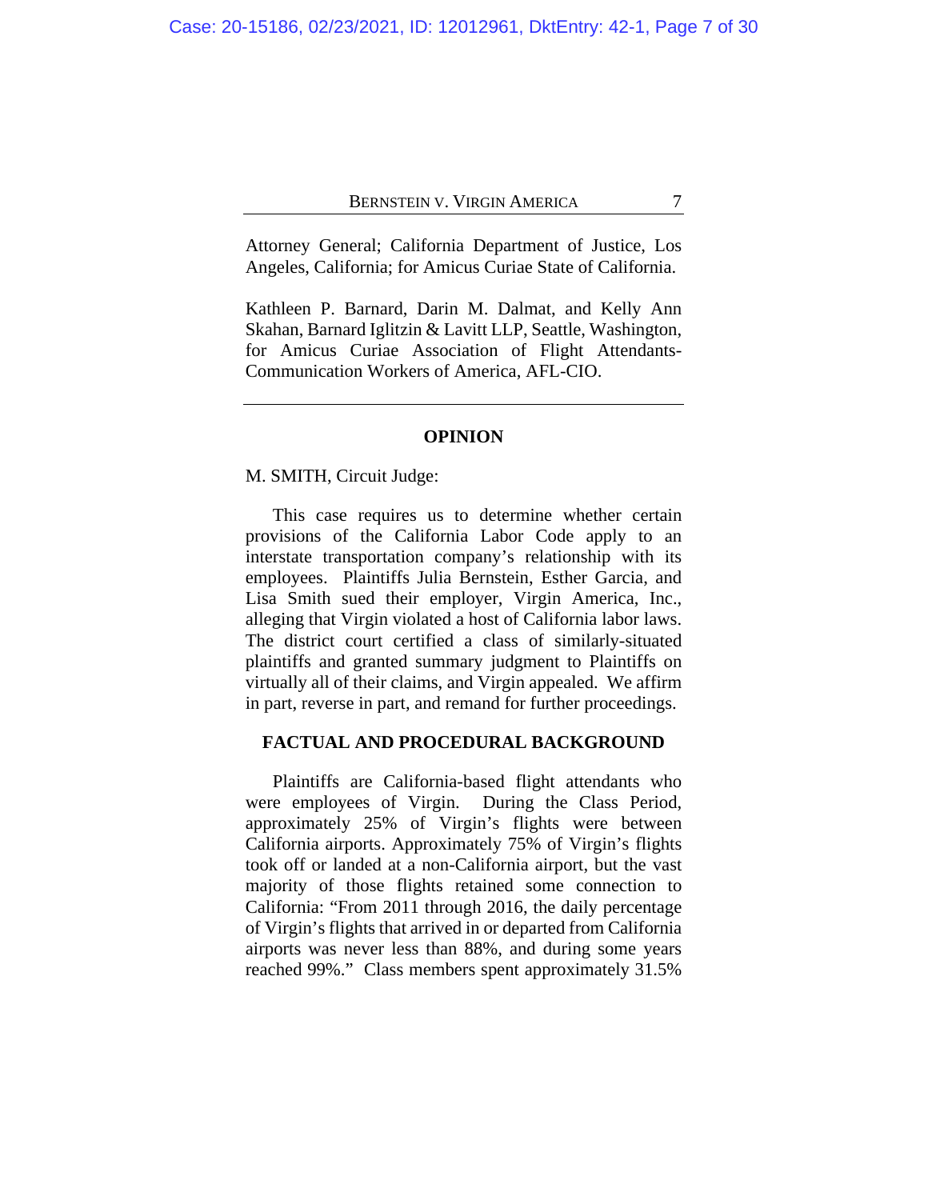Attorney General; California Department of Justice, Los Angeles, California; for Amicus Curiae State of California.

Kathleen P. Barnard, Darin M. Dalmat, and Kelly Ann Skahan, Barnard Iglitzin & Lavitt LLP, Seattle, Washington, for Amicus Curiae Association of Flight Attendants-Communication Workers of America, AFL-CIO.

---

## OPINION

M. SMITH, Circuit Judge:

This case requires us to determine whether certain provisions of the California Labor Code apply to an interstate transportation company's relationship with its employees. Plaintiffs Julia Bernstein, Esther Garcia, and Lisa Smith sued their employer, Virgin America, Inc., alleging that Virgin violated a host of California labor laws. The district court certified a class of similarly-situated plaintiffs and granted summary judgment to Plaintiffs on virtually all of their claims, and Virgin appealed. We affirm in part, reverse in part, and remand for further proceedings.

## FACTUAL AND PROCEDURAL BACKGROUND

Plaintiffs are California-based flight attendants who were employees of Virgin. During the Class Period, approximately 25% of Virgin's flights were between California airports. Approximately 75% of Virgin's flights took off or landed at a non-California airport, but the vast majority of those flights retained some connection to California: "From 2011 through 2016, the daily percentage of Virgin's flights that arrived in or departed from California airports was never less than 88%, and during some years reached 99%." Class members spent approximately 31.5%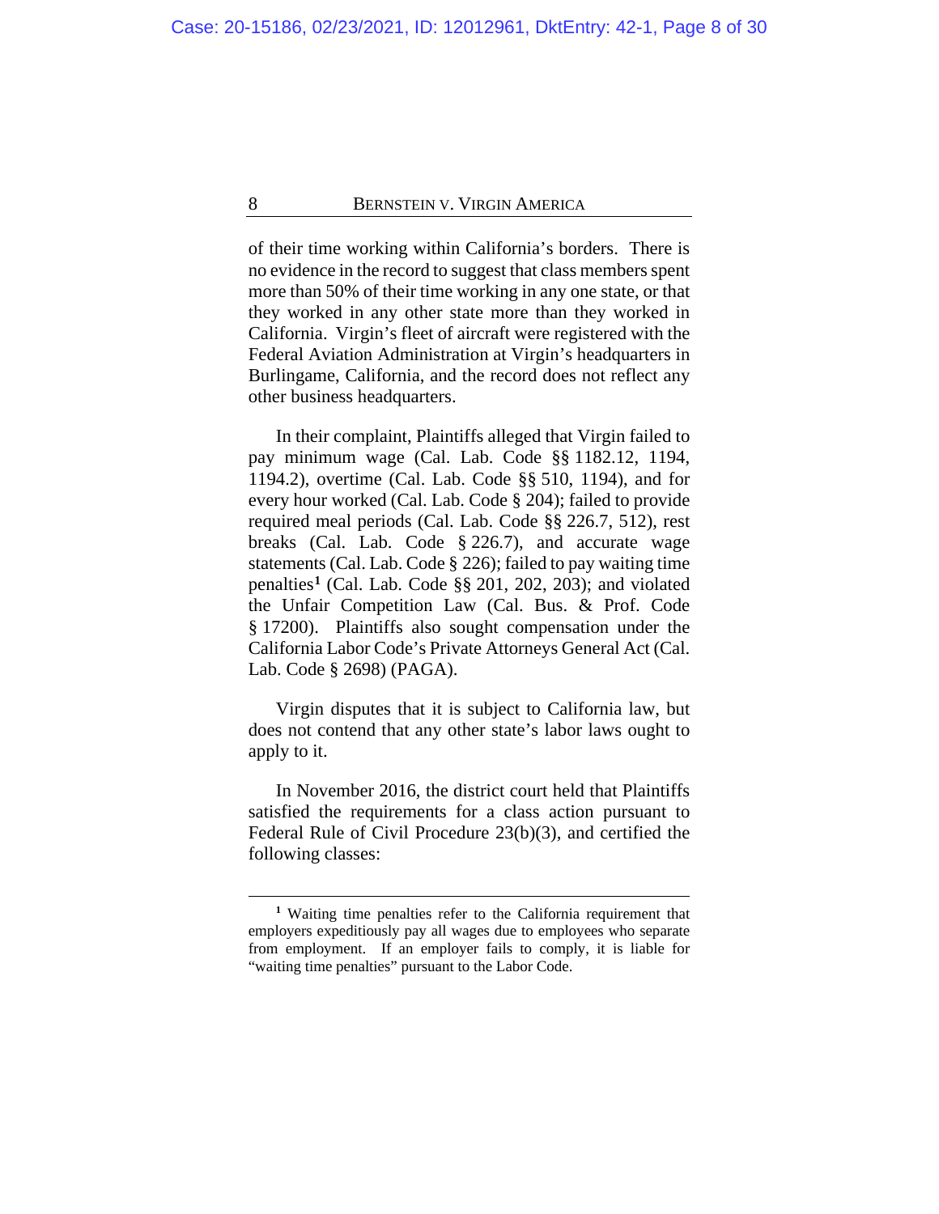of their time working within California's borders. There is no evidence in the record to suggest that class members spent more than 50% of their time working in any one state, or that they worked in any other state more than they worked in California. Virgin's fleet of aircraft were registered with the Federal Aviation Administration at Virgin's headquarters in Burlingame, California, and the record does not reflect any other business headquarters.

In their complaint, Plaintiffs alleged that Virgin failed to pay minimum wage (Cal. Lab. Code §§ 1182.12, 1194, 1194.2), overtime (Cal. Lab. Code §§ 510, 1194), and for every hour worked (Cal. Lab. Code § 204); failed to provide required meal periods (Cal. Lab. Code §§ 226.7, 512), rest breaks (Cal. Lab. Code § 226.7), and accurate wage statements (Cal. Lab. Code § 226); failed to pay waiting time penalties[1] (Cal. Lab. Code §§ 201, 202, 203); and violated the Unfair Competition Law (Cal. Bus. & Prof. Code § 17200). Plaintiffs also sought compensation under the California Labor Code's Private Attorneys General Act (Cal. Lab. Code § 2698) (PAGA).

Virgin disputes that it is subject to California law, but does not contend that any other state's labor laws ought to apply to it.

In November 2016, the district court held that Plaintiffs satisfied the requirements for a class action pursuant to Federal Rule of Civil Procedure 23(b)(3), and certified the following classes:

---

[1] Waiting time penalties refer to the California requirement that employers expeditiously pay all wages due to employees who separate from employment. If an employer fails to comply, it is liable for "waiting time penalties" pursuant to the Labor Code.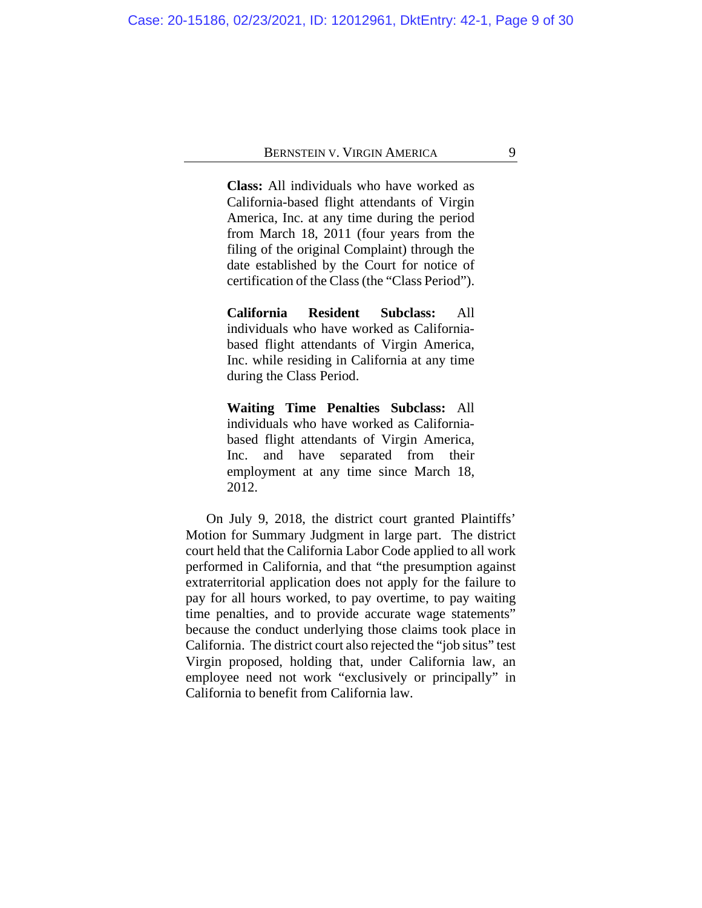> **Class:** All individuals who have worked as California-based flight attendants of Virgin America, Inc. at any time during the period from March 18, 2011 (four years from the filing of the original Complaint) through the date established by the Court for notice of certification of the Class (the "Class Period").
>
> **California Resident Subclass:** All individuals who have worked as California-based flight attendants of Virgin America, Inc. while residing in California at any time during the Class Period.
>
> **Waiting Time Penalties Subclass:** All individuals who have worked as California-based flight attendants of Virgin America, Inc. and have separated from their employment at any time since March 18, 2012.

On July 9, 2018, the district court granted Plaintiffs' Motion for Summary Judgment in large part. The district court held that the California Labor Code applied to all work performed in California, and that "the presumption against extraterritorial application does not apply for the failure to pay for all hours worked, to pay overtime, to pay waiting time penalties, and to provide accurate wage statements" because the conduct underlying those claims took place in California. The district court also rejected the "job situs" test Virgin proposed, holding that, under California law, an employee need not work "exclusively or principally" in California to benefit from California law.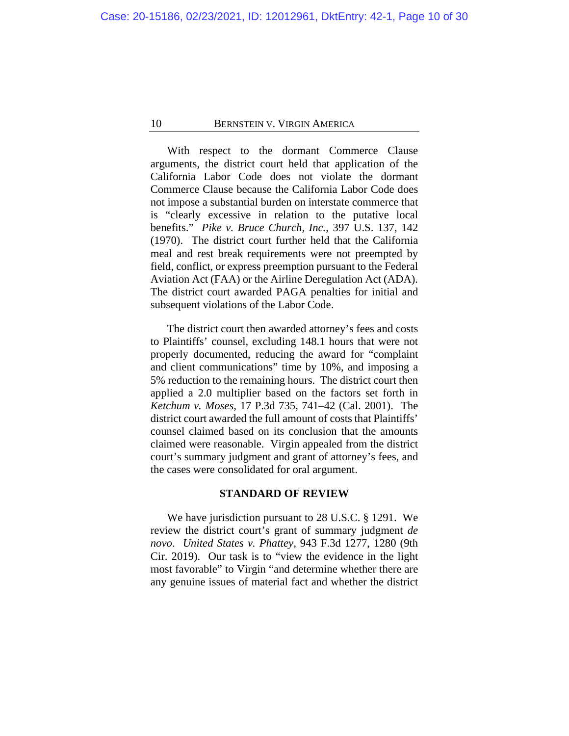With respect to the dormant Commerce Clause arguments, the district court held that application of the California Labor Code does not violate the dormant Commerce Clause because the California Labor Code does not impose a substantial burden on interstate commerce that is "clearly excessive in relation to the putative local benefits." *Pike v. Bruce Church, Inc.*, 397 U.S. 137, 142 (1970). The district court further held that the California meal and rest break requirements were not preempted by field, conflict, or express preemption pursuant to the Federal Aviation Act (FAA) or the Airline Deregulation Act (ADA). The district court awarded PAGA penalties for initial and subsequent violations of the Labor Code.

The district court then awarded attorney's fees and costs to Plaintiffs' counsel, excluding 148.1 hours that were not properly documented, reducing the award for "complaint and client communications" time by 10%, and imposing a 5% reduction to the remaining hours. The district court then applied a 2.0 multiplier based on the factors set forth in *Ketchum v. Moses*, 17 P.3d 735, 741–42 (Cal. 2001). The district court awarded the full amount of costs that Plaintiffs' counsel claimed based on its conclusion that the amounts claimed were reasonable. Virgin appealed from the district court's summary judgment and grant of attorney's fees, and the cases were consolidated for oral argument.

## STANDARD OF REVIEW

We have jurisdiction pursuant to 28 U.S.C. § 1291. We review the district court's grant of summary judgment *de novo*. *United States v. Phattey*, 943 F.3d 1277, 1280 (9th Cir. 2019). Our task is to "view the evidence in the light most favorable" to Virgin "and determine whether there are any genuine issues of material fact and whether the district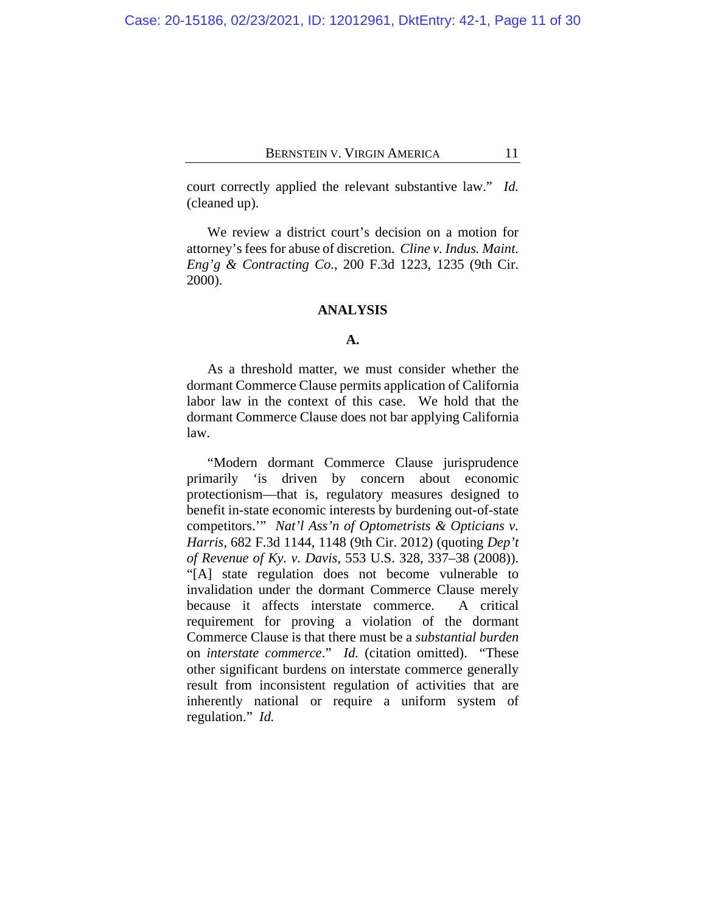court correctly applied the relevant substantive law." *Id.* (cleaned up).

We review a district court's decision on a motion for attorney's fees for abuse of discretion. *Cline v. Indus. Maint. Eng'g & Contracting Co.*, 200 F.3d 1223, 1235 (9th Cir. 2000).

## ANALYSIS

### A.

As a threshold matter, we must consider whether the dormant Commerce Clause permits application of California labor law in the context of this case. We hold that the dormant Commerce Clause does not bar applying California law.

"Modern dormant Commerce Clause jurisprudence primarily 'is driven by concern about economic protectionism—that is, regulatory measures designed to benefit in-state economic interests by burdening out-of-state competitors.'" *Nat'l Ass'n of Optometrists & Opticians v. Harris*, 682 F.3d 1144, 1148 (9th Cir. 2012) (quoting *Dep't of Revenue of Ky. v. Davis*, 553 U.S. 328, 337–38 (2008)). "[A] state regulation does not become vulnerable to invalidation under the dormant Commerce Clause merely because it affects interstate commerce. A critical requirement for proving a violation of the dormant Commerce Clause is that there must be a *substantial burden* on *interstate commerce*." *Id.* (citation omitted). "These other significant burdens on interstate commerce generally result from inconsistent regulation of activities that are inherently national or require a uniform system of regulation." *Id.*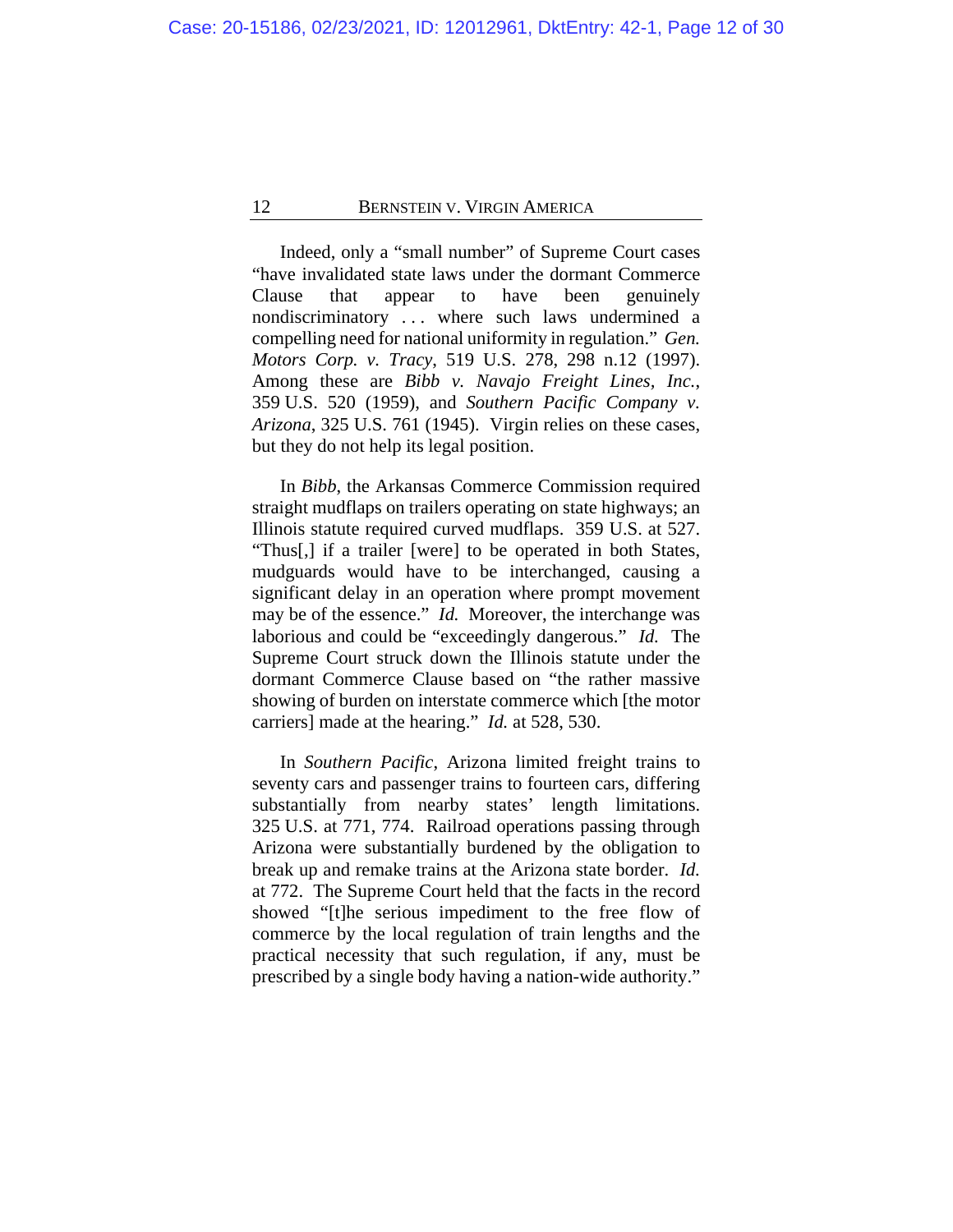Indeed, only a "small number" of Supreme Court cases "have invalidated state laws under the dormant Commerce Clause that appear to have been genuinely nondiscriminatory . . . where such laws undermined a compelling need for national uniformity in regulation." *Gen. Motors Corp. v. Tracy*, 519 U.S. 278, 298 n.12 (1997). Among these are *Bibb v. Navajo Freight Lines, Inc.*, 359 U.S. 520 (1959), and *Southern Pacific Company v. Arizona*, 325 U.S. 761 (1945). Virgin relies on these cases, but they do not help its legal position.

In *Bibb*, the Arkansas Commerce Commission required straight mudflaps on trailers operating on state highways; an Illinois statute required curved mudflaps. 359 U.S. at 527. "Thus[,] if a trailer [were] to be operated in both States, mudguards would have to be interchanged, causing a significant delay in an operation where prompt movement may be of the essence." *Id.* Moreover, the interchange was laborious and could be "exceedingly dangerous." *Id.* The Supreme Court struck down the Illinois statute under the dormant Commerce Clause based on "the rather massive showing of burden on interstate commerce which [the motor carriers] made at the hearing." *Id.* at 528, 530.

In *Southern Pacific*, Arizona limited freight trains to seventy cars and passenger trains to fourteen cars, differing substantially from nearby states' length limitations. 325 U.S. at 771, 774. Railroad operations passing through Arizona were substantially burdened by the obligation to break up and remake trains at the Arizona state border. *Id.* at 772. The Supreme Court held that the facts in the record showed "[t]he serious impediment to the free flow of commerce by the local regulation of train lengths and the practical necessity that such regulation, if any, must be prescribed by a single body having a nation-wide authority."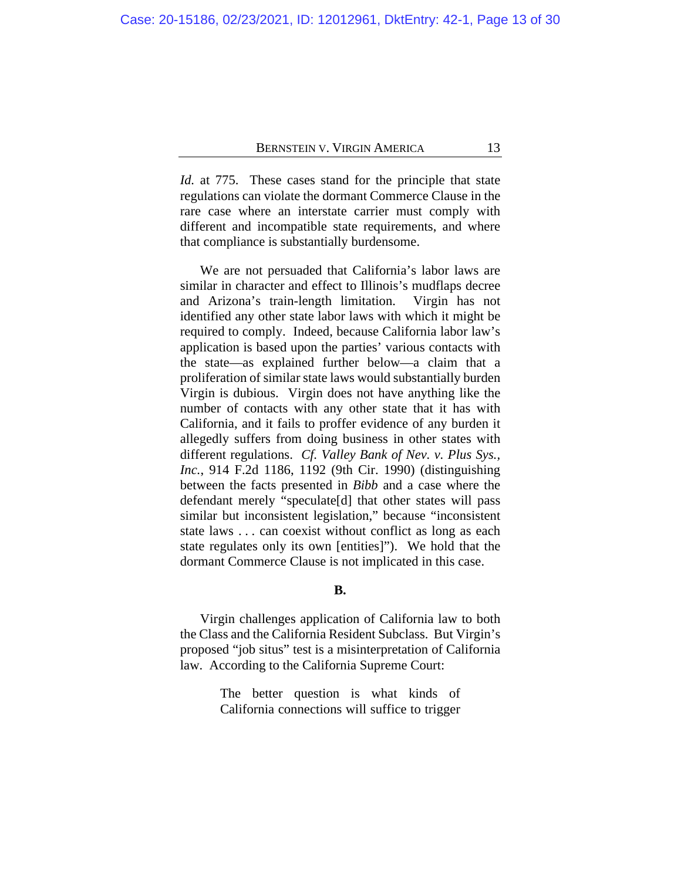*Id.* at 775. These cases stand for the principle that state regulations can violate the dormant Commerce Clause in the rare case where an interstate carrier must comply with different and incompatible state requirements, and where that compliance is substantially burdensome.

We are not persuaded that California's labor laws are similar in character and effect to Illinois's mudflaps decree and Arizona's train-length limitation. Virgin has not identified any other state labor laws with which it might be required to comply. Indeed, because California labor law's application is based upon the parties' various contacts with the state—as explained further below—a claim that a proliferation of similar state laws would substantially burden Virgin is dubious. Virgin does not have anything like the number of contacts with any other state that it has with California, and it fails to proffer evidence of any burden it allegedly suffers from doing business in other states with different regulations. *Cf. Valley Bank of Nev. v. Plus Sys., Inc.*, 914 F.2d 1186, 1192 (9th Cir. 1990) (distinguishing between the facts presented in *Bibb* and a case where the defendant merely "speculate[d] that other states will pass similar but inconsistent legislation," because "inconsistent state laws . . . can coexist without conflict as long as each state regulates only its own [entities]"). We hold that the dormant Commerce Clause is not implicated in this case.

**B.**

Virgin challenges application of California law to both the Class and the California Resident Subclass. But Virgin's proposed "job situs" test is a misinterpretation of California law. According to the California Supreme Court:

> The better question is what kinds of California connections will suffice to trigger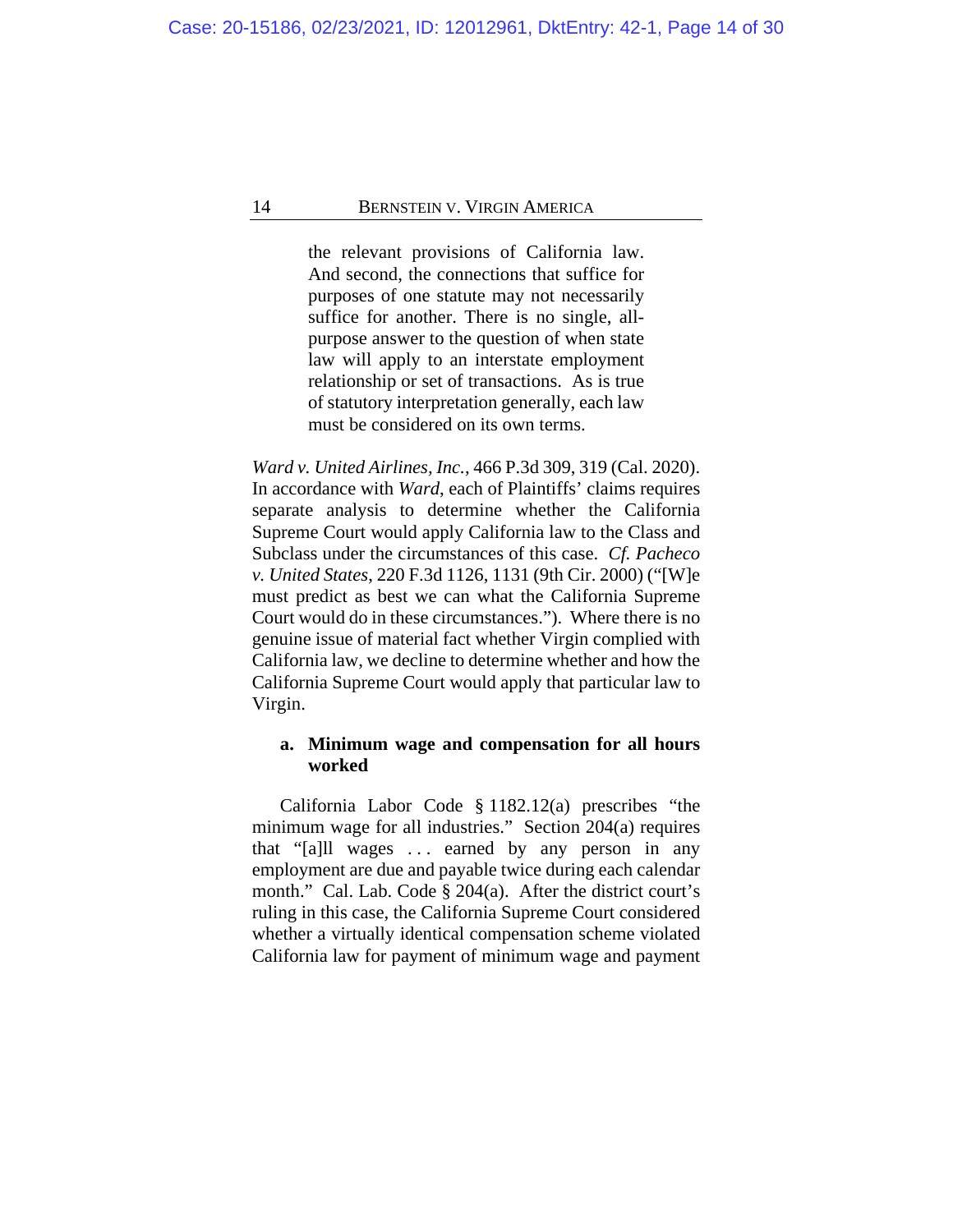> the relevant provisions of California law. And second, the connections that suffice for purposes of one statute may not necessarily suffice for another. There is no single, all-purpose answer to the question of when state law will apply to an interstate employment relationship or set of transactions. As is true of statutory interpretation generally, each law must be considered on its own terms.

*Ward v. United Airlines, Inc.*, 466 P.3d 309, 319 (Cal. 2020). In accordance with *Ward*, each of Plaintiffs' claims requires separate analysis to determine whether the California Supreme Court would apply California law to the Class and Subclass under the circumstances of this case. *Cf. Pacheco v. United States*, 220 F.3d 1126, 1131 (9th Cir. 2000) ("[W]e must predict as best we can what the California Supreme Court would do in these circumstances."). Where there is no genuine issue of material fact whether Virgin complied with California law, we decline to determine whether and how the California Supreme Court would apply that particular law to Virgin.

**a. Minimum wage and compensation for all hours worked**

California Labor Code § 1182.12(a) prescribes "the minimum wage for all industries." Section 204(a) requires that "[a]ll wages . . . earned by any person in any employment are due and payable twice during each calendar month." Cal. Lab. Code § 204(a). After the district court's ruling in this case, the California Supreme Court considered whether a virtually identical compensation scheme violated California law for payment of minimum wage and payment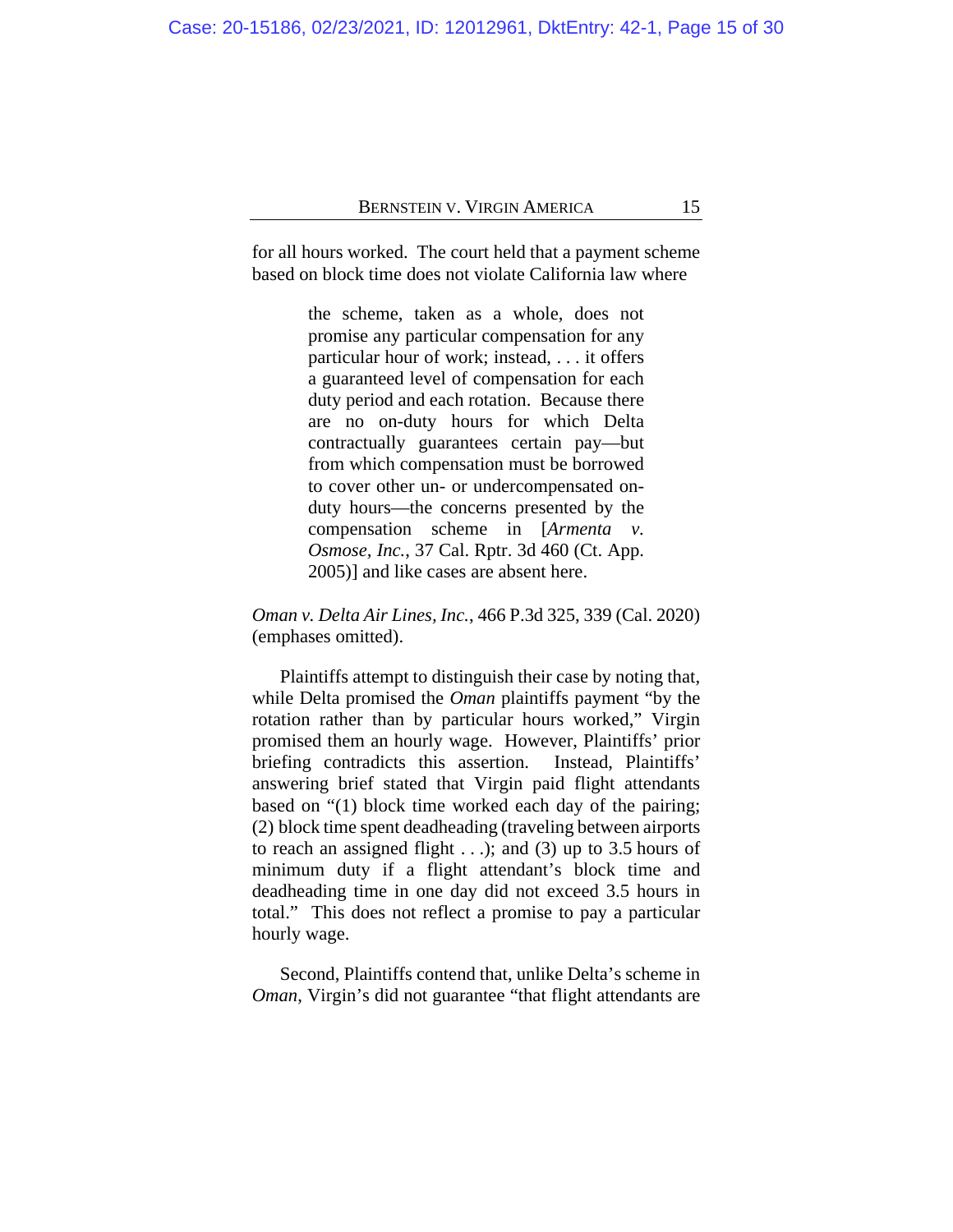for all hours worked. The court held that a payment scheme based on block time does not violate California law where

> the scheme, taken as a whole, does not promise any particular compensation for any particular hour of work; instead, . . . it offers a guaranteed level of compensation for each duty period and each rotation. Because there are no on-duty hours for which Delta contractually guarantees certain pay—but from which compensation must be borrowed to cover other un- or undercompensated on-duty hours—the concerns presented by the compensation scheme in [*Armenta v. Osmose, Inc.*, 37 Cal. Rptr. 3d 460 (Ct. App. 2005)] and like cases are absent here.

*Oman v. Delta Air Lines, Inc.*, 466 P.3d 325, 339 (Cal. 2020) (emphases omitted).

Plaintiffs attempt to distinguish their case by noting that, while Delta promised the *Oman* plaintiffs payment "by the rotation rather than by particular hours worked," Virgin promised them an hourly wage. However, Plaintiffs' prior briefing contradicts this assertion. Instead, Plaintiffs' answering brief stated that Virgin paid flight attendants based on "(1) block time worked each day of the pairing; (2) block time spent deadheading (traveling between airports to reach an assigned flight . . .); and (3) up to 3.5 hours of minimum duty if a flight attendant's block time and deadheading time in one day did not exceed 3.5 hours in total." This does not reflect a promise to pay a particular hourly wage.

Second, Plaintiffs contend that, unlike Delta's scheme in *Oman*, Virgin's did not guarantee "that flight attendants are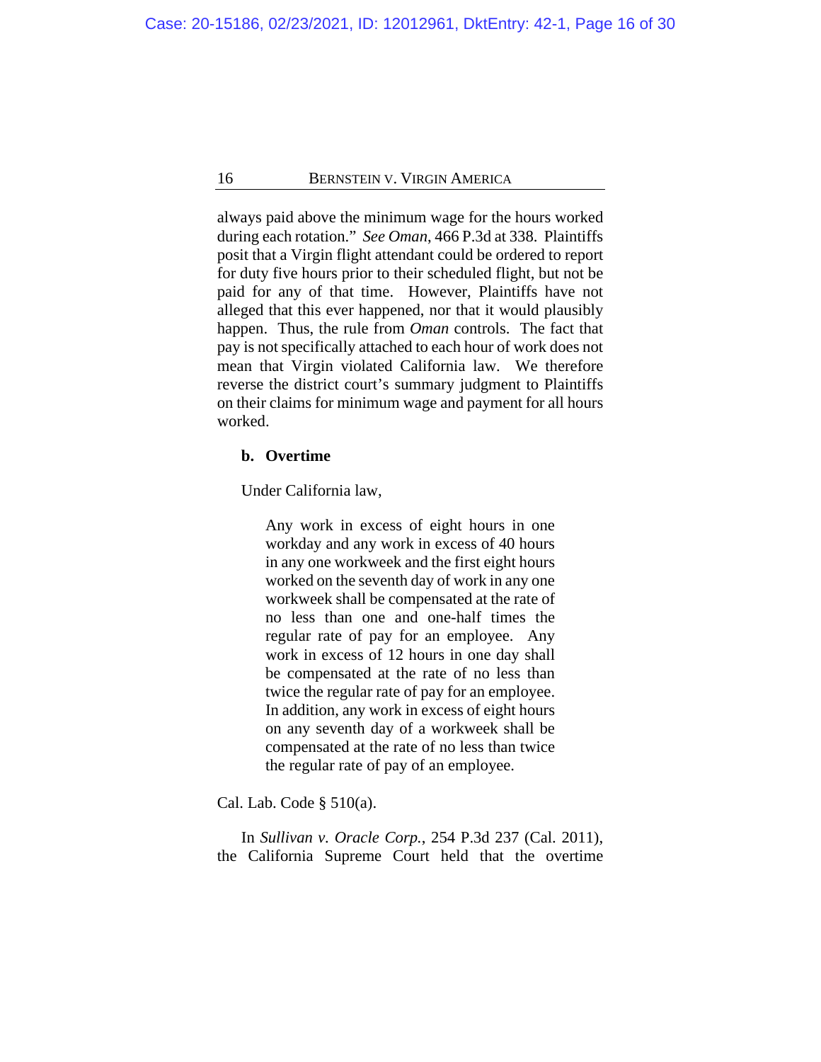always paid above the minimum wage for the hours worked during each rotation." *See Oman*, 466 P.3d at 338. Plaintiffs posit that a Virgin flight attendant could be ordered to report for duty five hours prior to their scheduled flight, but not be paid for any of that time. However, Plaintiffs have not alleged that this ever happened, nor that it would plausibly happen. Thus, the rule from *Oman* controls. The fact that pay is not specifically attached to each hour of work does not mean that Virgin violated California law. We therefore reverse the district court's summary judgment to Plaintiffs on their claims for minimum wage and payment for all hours worked.

**b. Overtime**

Under California law,

> Any work in excess of eight hours in one workday and any work in excess of 40 hours in any one workweek and the first eight hours worked on the seventh day of work in any one workweek shall be compensated at the rate of no less than one and one-half times the regular rate of pay for an employee. Any work in excess of 12 hours in one day shall be compensated at the rate of no less than twice the regular rate of pay for an employee. In addition, any work in excess of eight hours on any seventh day of a workweek shall be compensated at the rate of no less than twice the regular rate of pay of an employee.

Cal. Lab. Code § 510(a).

In *Sullivan v. Oracle Corp.*, 254 P.3d 237 (Cal. 2011), the California Supreme Court held that the overtime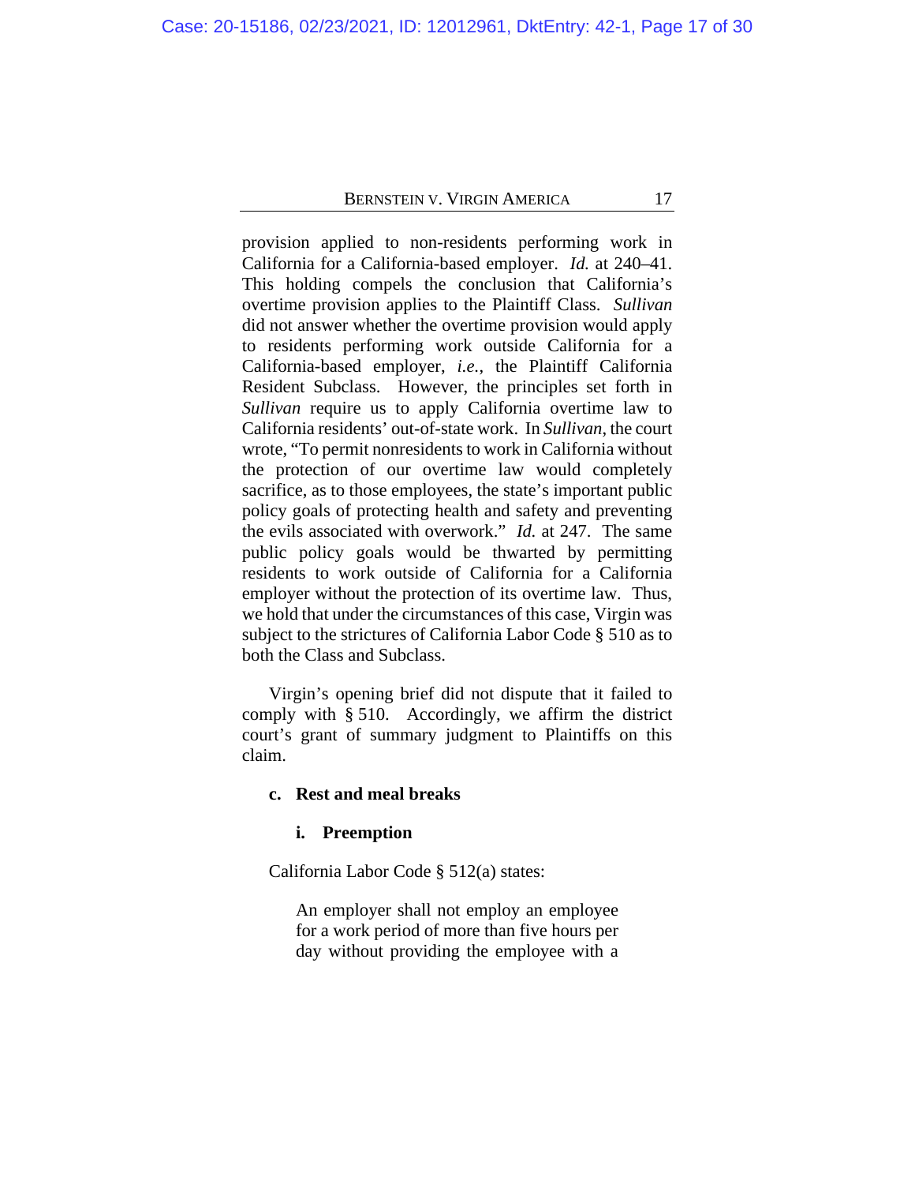provision applied to non-residents performing work in California for a California-based employer. *Id.* at 240–41. This holding compels the conclusion that California's overtime provision applies to the Plaintiff Class. *Sullivan* did not answer whether the overtime provision would apply to residents performing work outside California for a California-based employer, *i.e.*, the Plaintiff California Resident Subclass. However, the principles set forth in *Sullivan* require us to apply California overtime law to California residents' out-of-state work. In *Sullivan*, the court wrote, "To permit nonresidents to work in California without the protection of our overtime law would completely sacrifice, as to those employees, the state's important public policy goals of protecting health and safety and preventing the evils associated with overwork." *Id.* at 247. The same public policy goals would be thwarted by permitting residents to work outside of California for a California employer without the protection of its overtime law. Thus, we hold that under the circumstances of this case, Virgin was subject to the strictures of California Labor Code § 510 as to both the Class and Subclass.

Virgin's opening brief did not dispute that it failed to comply with § 510. Accordingly, we affirm the district court's grant of summary judgment to Plaintiffs on this claim.

**c. Rest and meal breaks**

**i. Preemption**

California Labor Code § 512(a) states:

> An employer shall not employ an employee for a work period of more than five hours per day without providing the employee with a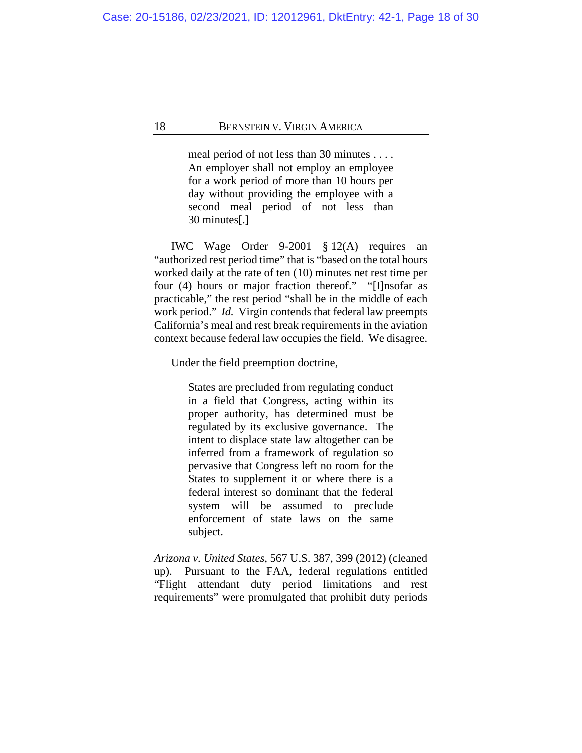> meal period of not less than 30 minutes . . . . An employer shall not employ an employee for a work period of more than 10 hours per day without providing the employee with a second meal period of not less than 30 minutes[.]

IWC Wage Order 9-2001 § 12(A) requires an "authorized rest period time" that is "based on the total hours worked daily at the rate of ten (10) minutes net rest time per four (4) hours or major fraction thereof." "[I]nsofar as practicable," the rest period "shall be in the middle of each work period." *Id.* Virgin contends that federal law preempts California's meal and rest break requirements in the aviation context because federal law occupies the field. We disagree.

Under the field preemption doctrine,

> States are precluded from regulating conduct in a field that Congress, acting within its proper authority, has determined must be regulated by its exclusive governance. The intent to displace state law altogether can be inferred from a framework of regulation so pervasive that Congress left no room for the States to supplement it or where there is a federal interest so dominant that the federal system will be assumed to preclude enforcement of state laws on the same subject.

*Arizona v. United States*, 567 U.S. 387, 399 (2012) (cleaned up). Pursuant to the FAA, federal regulations entitled "Flight attendant duty period limitations and rest requirements" were promulgated that prohibit duty periods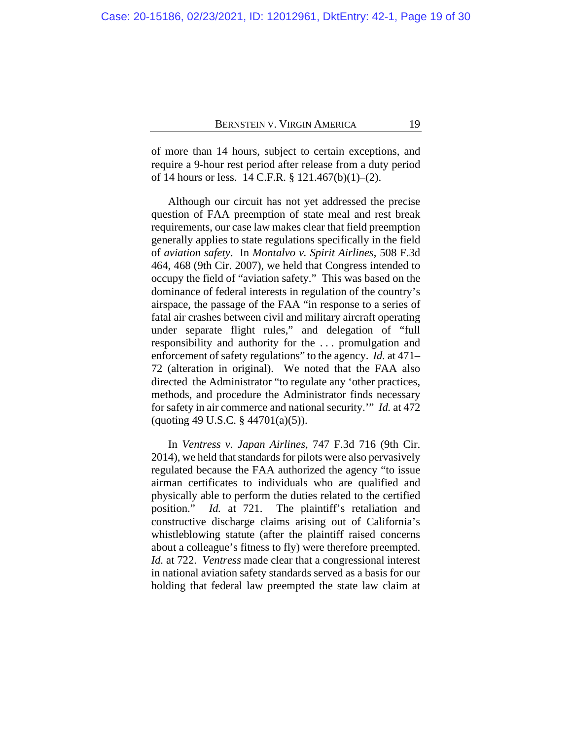of more than 14 hours, subject to certain exceptions, and require a 9-hour rest period after release from a duty period of 14 hours or less. 14 C.F.R. § 121.467(b)(1)–(2).

Although our circuit has not yet addressed the precise question of FAA preemption of state meal and rest break requirements, our case law makes clear that field preemption generally applies to state regulations specifically in the field of *aviation safety*. In *Montalvo v. Spirit Airlines*, 508 F.3d 464, 468 (9th Cir. 2007), we held that Congress intended to occupy the field of "aviation safety." This was based on the dominance of federal interests in regulation of the country's airspace, the passage of the FAA "in response to a series of fatal air crashes between civil and military aircraft operating under separate flight rules," and delegation of "full responsibility and authority for the . . . promulgation and enforcement of safety regulations" to the agency. *Id.* at 471–72 (alteration in original). We noted that the FAA also directed the Administrator "to regulate any 'other practices, methods, and procedure the Administrator finds necessary for safety in air commerce and national security.'" *Id.* at 472 (quoting 49 U.S.C. § 44701(a)(5)).

In *Ventress v. Japan Airlines*, 747 F.3d 716 (9th Cir. 2014), we held that standards for pilots were also pervasively regulated because the FAA authorized the agency "to issue airman certificates to individuals who are qualified and physically able to perform the duties related to the certified position." *Id.* at 721. The plaintiff's retaliation and constructive discharge claims arising out of California's whistleblowing statute (after the plaintiff raised concerns about a colleague's fitness to fly) were therefore preempted. *Id.* at 722. *Ventress* made clear that a congressional interest in national aviation safety standards served as a basis for our holding that federal law preempted the state law claim at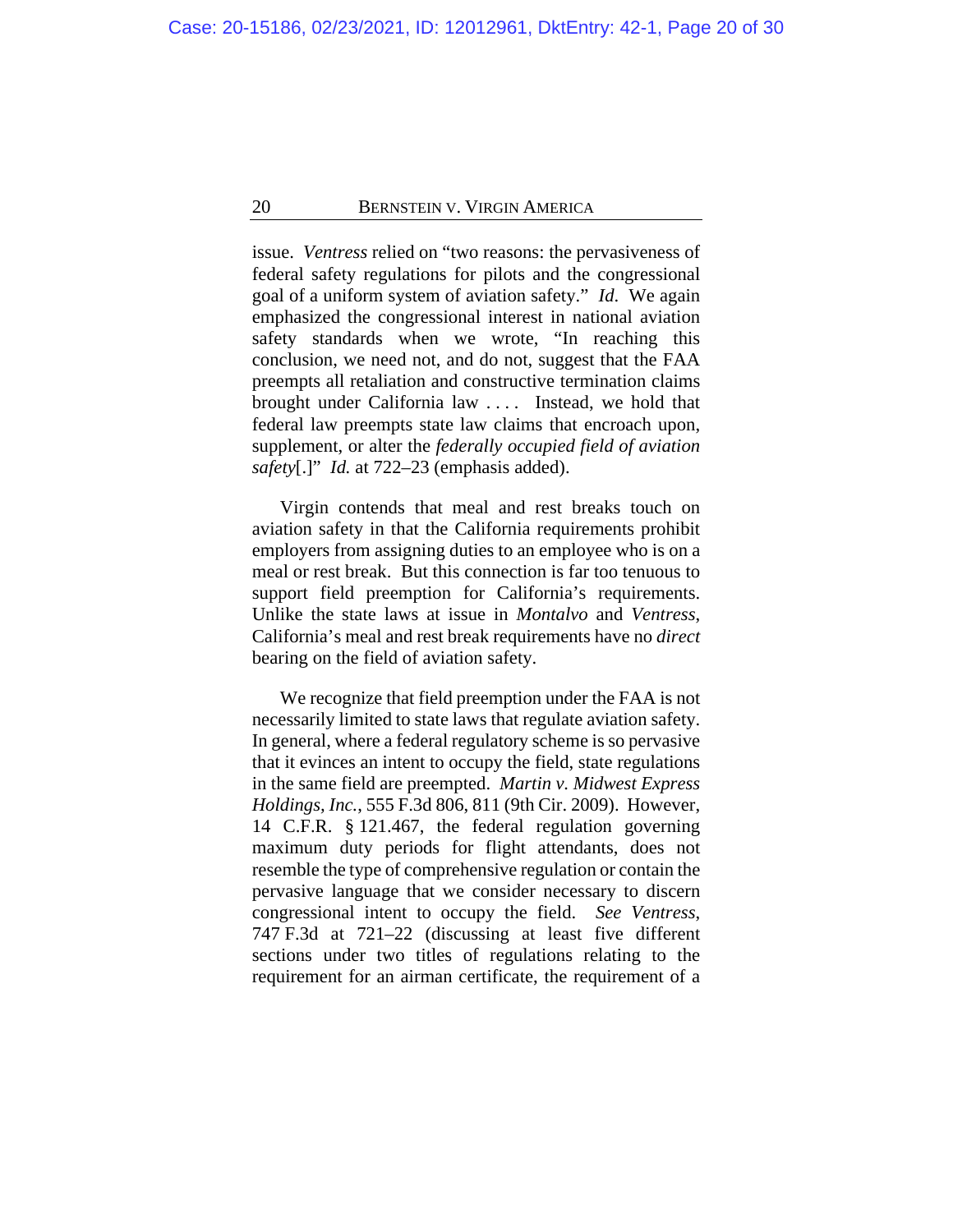issue. *Ventress* relied on "two reasons: the pervasiveness of federal safety regulations for pilots and the congressional goal of a uniform system of aviation safety." *Id*. We again emphasized the congressional interest in national aviation safety standards when we wrote, "In reaching this conclusion, we need not, and do not, suggest that the FAA preempts all retaliation and constructive termination claims brought under California law . . . . Instead, we hold that federal law preempts state law claims that encroach upon, supplement, or alter the *federally occupied field of aviation safety*[.]" *Id.* at 722–23 (emphasis added).

Virgin contends that meal and rest breaks touch on aviation safety in that the California requirements prohibit employers from assigning duties to an employee who is on a meal or rest break. But this connection is far too tenuous to support field preemption for California's requirements. Unlike the state laws at issue in *Montalvo* and *Ventress*, California's meal and rest break requirements have no *direct* bearing on the field of aviation safety.

We recognize that field preemption under the FAA is not necessarily limited to state laws that regulate aviation safety. In general, where a federal regulatory scheme is so pervasive that it evinces an intent to occupy the field, state regulations in the same field are preempted. *Martin v. Midwest Express Holdings, Inc.*, 555 F.3d 806, 811 (9th Cir. 2009). However, 14 C.F.R. § 121.467, the federal regulation governing maximum duty periods for flight attendants, does not resemble the type of comprehensive regulation or contain the pervasive language that we consider necessary to discern congressional intent to occupy the field. *See Ventress*, 747 F.3d at 721–22 (discussing at least five different sections under two titles of regulations relating to the requirement for an airman certificate, the requirement of a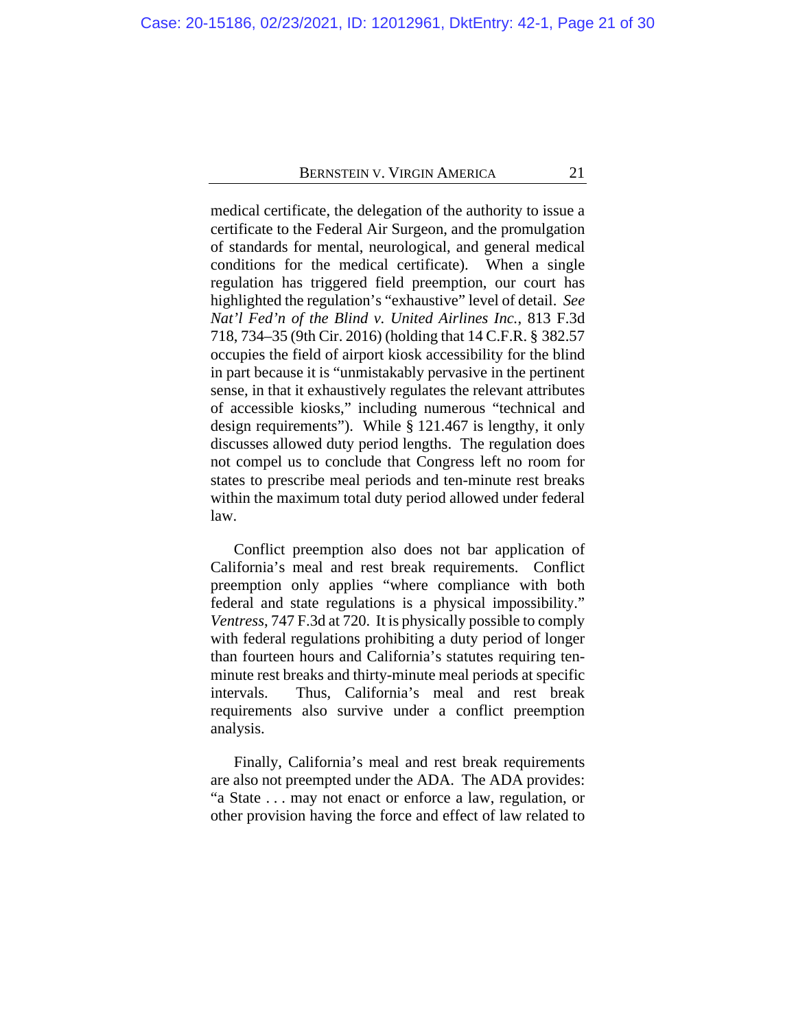medical certificate, the delegation of the authority to issue a certificate to the Federal Air Surgeon, and the promulgation of standards for mental, neurological, and general medical conditions for the medical certificate). When a single regulation has triggered field preemption, our court has highlighted the regulation's "exhaustive" level of detail. *See Nat'l Fed'n of the Blind v. United Airlines Inc.*, 813 F.3d 718, 734–35 (9th Cir. 2016) (holding that 14 C.F.R. § 382.57 occupies the field of airport kiosk accessibility for the blind in part because it is "unmistakably pervasive in the pertinent sense, in that it exhaustively regulates the relevant attributes of accessible kiosks," including numerous "technical and design requirements"). While § 121.467 is lengthy, it only discusses allowed duty period lengths. The regulation does not compel us to conclude that Congress left no room for states to prescribe meal periods and ten-minute rest breaks within the maximum total duty period allowed under federal law.

Conflict preemption also does not bar application of California's meal and rest break requirements. Conflict preemption only applies "where compliance with both federal and state regulations is a physical impossibility." *Ventress*, 747 F.3d at 720. It is physically possible to comply with federal regulations prohibiting a duty period of longer than fourteen hours and California's statutes requiring ten-minute rest breaks and thirty-minute meal periods at specific intervals. Thus, California's meal and rest break requirements also survive under a conflict preemption analysis.

Finally, California's meal and rest break requirements are also not preempted under the ADA. The ADA provides: "a State . . . may not enact or enforce a law, regulation, or other provision having the force and effect of law related to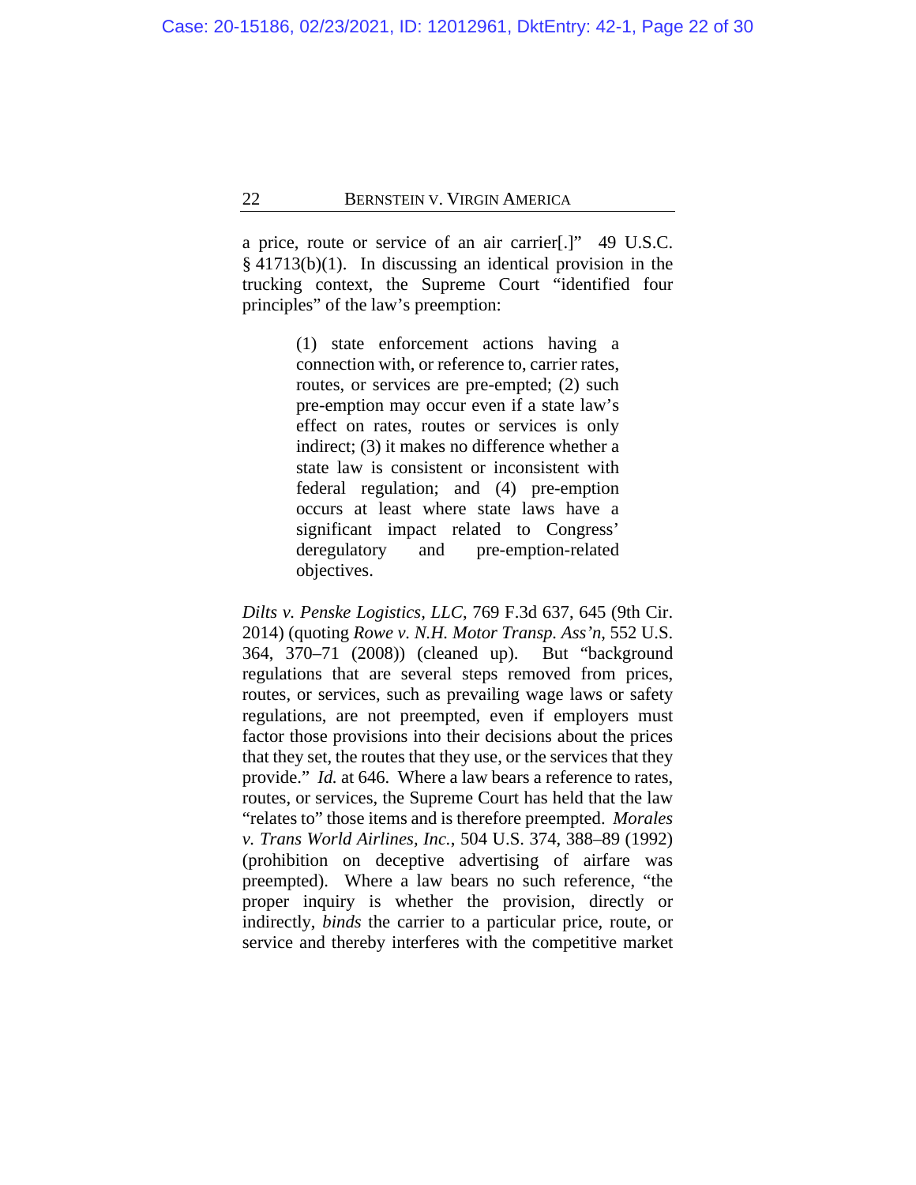a price, route or service of an air carrier[.]" 49 U.S.C. § 41713(b)(1). In discussing an identical provision in the trucking context, the Supreme Court "identified four principles" of the law's preemption:

> (1) state enforcement actions having a connection with, or reference to, carrier rates, routes, or services are pre-empted; (2) such pre-emption may occur even if a state law's effect on rates, routes or services is only indirect; (3) it makes no difference whether a state law is consistent or inconsistent with federal regulation; and (4) pre-emption occurs at least where state laws have a significant impact related to Congress' deregulatory and pre-emption-related objectives.

*Dilts v. Penske Logistics, LLC*, 769 F.3d 637, 645 (9th Cir. 2014) (quoting *Rowe v. N.H. Motor Transp. Ass'n*, 552 U.S. 364, 370–71 (2008)) (cleaned up). But "background regulations that are several steps removed from prices, routes, or services, such as prevailing wage laws or safety regulations, are not preempted, even if employers must factor those provisions into their decisions about the prices that they set, the routes that they use, or the services that they provide." *Id.* at 646. Where a law bears a reference to rates, routes, or services, the Supreme Court has held that the law "relates to" those items and is therefore preempted. *Morales v. Trans World Airlines, Inc.*, 504 U.S. 374, 388–89 (1992) (prohibition on deceptive advertising of airfare was preempted). Where a law bears no such reference, "the proper inquiry is whether the provision, directly or indirectly, *binds* the carrier to a particular price, route, or service and thereby interferes with the competitive market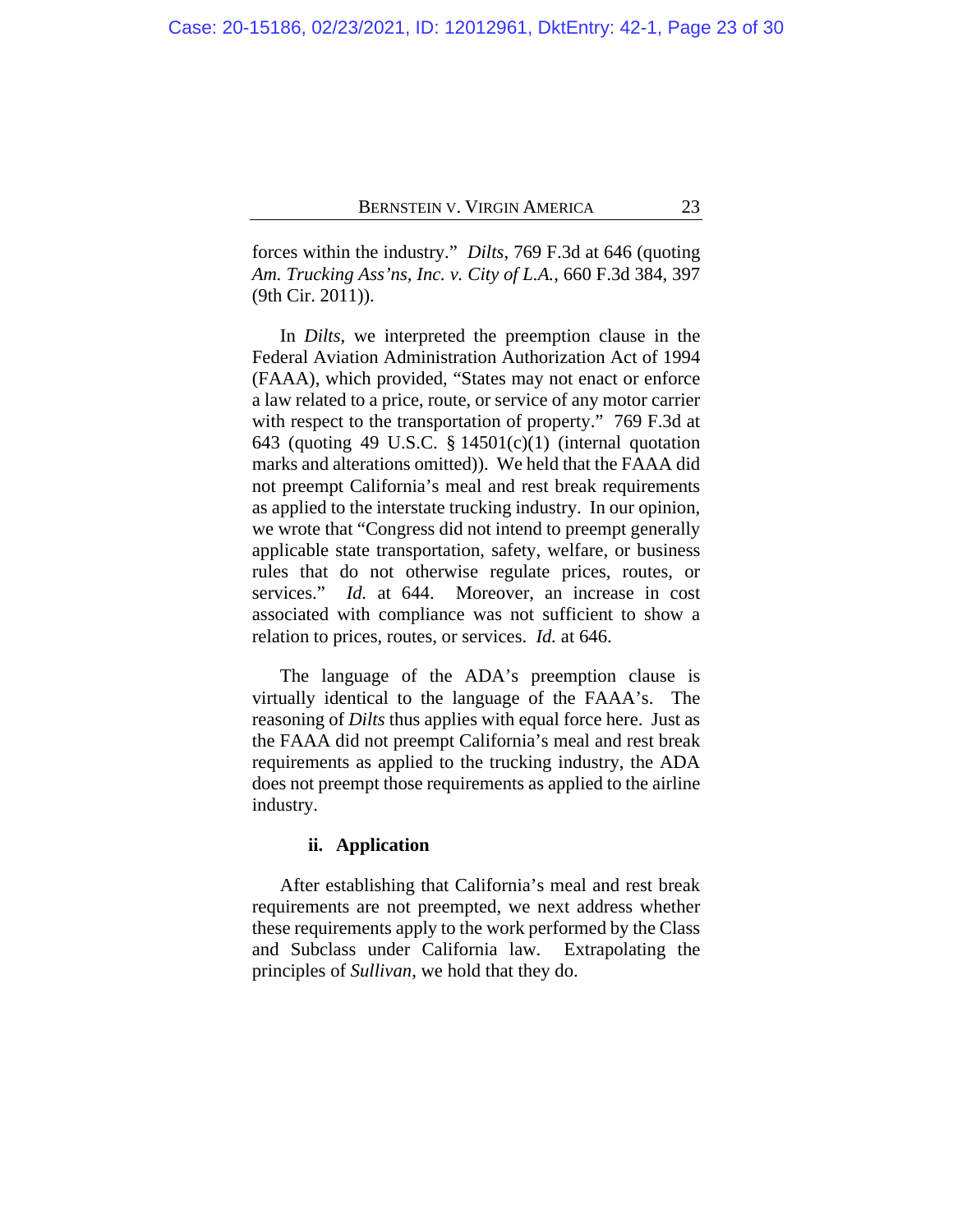forces within the industry." *Dilts*, 769 F.3d at 646 (quoting *Am. Trucking Ass'ns, Inc. v. City of L.A.*, 660 F.3d 384, 397 (9th Cir. 2011)).

In *Dilts*, we interpreted the preemption clause in the Federal Aviation Administration Authorization Act of 1994 (FAAA), which provided, "States may not enact or enforce a law related to a price, route, or service of any motor carrier with respect to the transportation of property." 769 F.3d at 643 (quoting 49 U.S.C. § 14501(c)(1) (internal quotation marks and alterations omitted)). We held that the FAAA did not preempt California's meal and rest break requirements as applied to the interstate trucking industry. In our opinion, we wrote that "Congress did not intend to preempt generally applicable state transportation, safety, welfare, or business rules that do not otherwise regulate prices, routes, or services." *Id.* at 644. Moreover, an increase in cost associated with compliance was not sufficient to show a relation to prices, routes, or services. *Id.* at 646.

The language of the ADA's preemption clause is virtually identical to the language of the FAAA's. The reasoning of *Dilts* thus applies with equal force here. Just as the FAAA did not preempt California's meal and rest break requirements as applied to the trucking industry, the ADA does not preempt those requirements as applied to the airline industry.

#### ii. Application

After establishing that California's meal and rest break requirements are not preempted, we next address whether these requirements apply to the work performed by the Class and Subclass under California law. Extrapolating the principles of *Sullivan*, we hold that they do.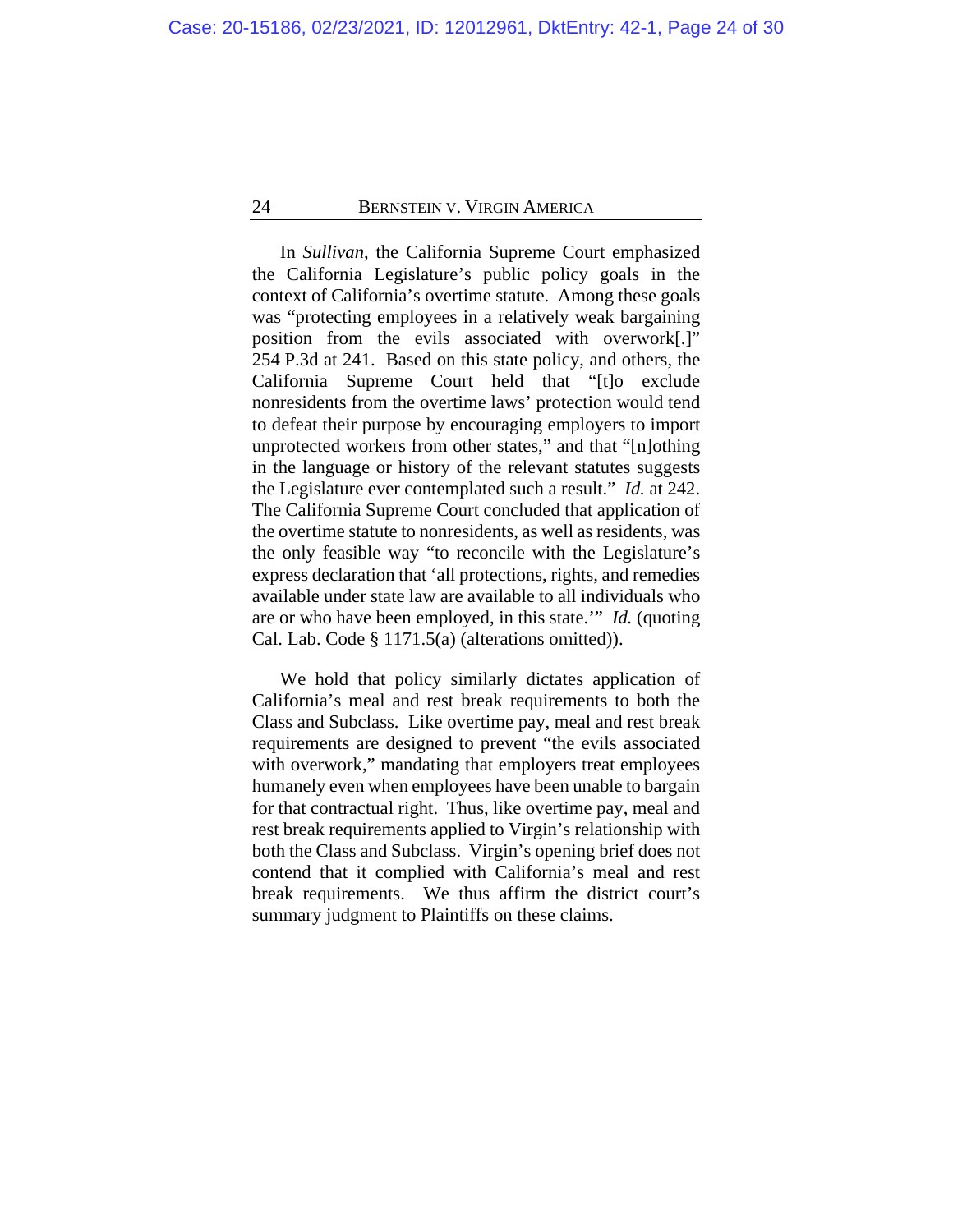In *Sullivan*, the California Supreme Court emphasized the California Legislature's public policy goals in the context of California's overtime statute. Among these goals was "protecting employees in a relatively weak bargaining position from the evils associated with overwork[.]" 254 P.3d at 241. Based on this state policy, and others, the California Supreme Court held that "[t]o exclude nonresidents from the overtime laws' protection would tend to defeat their purpose by encouraging employers to import unprotected workers from other states," and that "[n]othing in the language or history of the relevant statutes suggests the Legislature ever contemplated such a result." *Id.* at 242. The California Supreme Court concluded that application of the overtime statute to nonresidents, as well as residents, was the only feasible way "to reconcile with the Legislature's express declaration that 'all protections, rights, and remedies available under state law are available to all individuals who are or who have been employed, in this state.'" *Id.* (quoting Cal. Lab. Code § 1171.5(a) (alterations omitted)).

We hold that policy similarly dictates application of California's meal and rest break requirements to both the Class and Subclass. Like overtime pay, meal and rest break requirements are designed to prevent "the evils associated with overwork," mandating that employers treat employees humanely even when employees have been unable to bargain for that contractual right. Thus, like overtime pay, meal and rest break requirements applied to Virgin's relationship with both the Class and Subclass. Virgin's opening brief does not contend that it complied with California's meal and rest break requirements. We thus affirm the district court's summary judgment to Plaintiffs on these claims.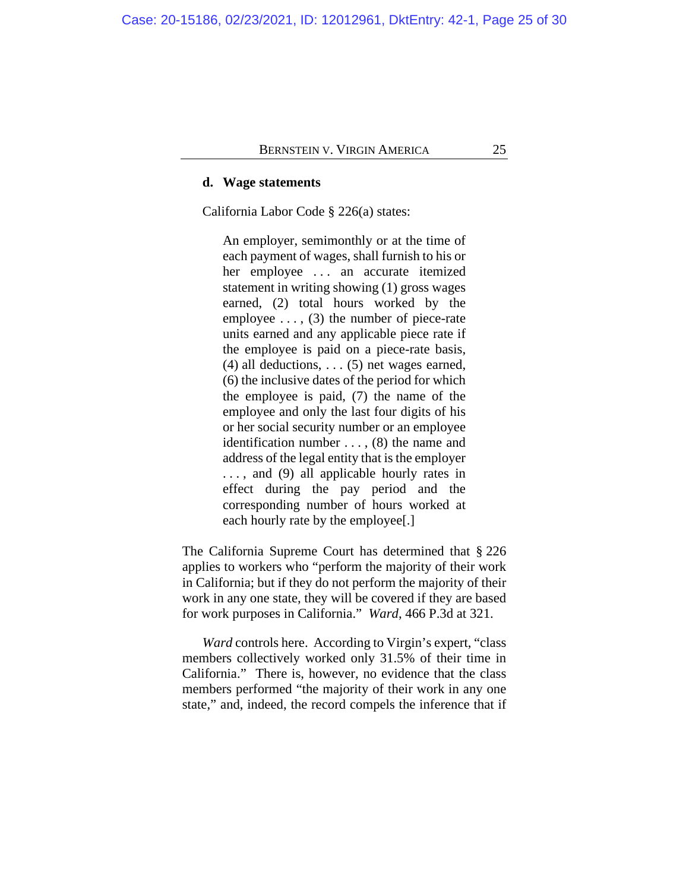#### d. Wage statements

California Labor Code § 226(a) states:

> An employer, semimonthly or at the time of each payment of wages, shall furnish to his or her employee . . . an accurate itemized statement in writing showing (1) gross wages earned, (2) total hours worked by the employee . . . , (3) the number of piece-rate units earned and any applicable piece rate if the employee is paid on a piece-rate basis, (4) all deductions, . . . (5) net wages earned, (6) the inclusive dates of the period for which the employee is paid, (7) the name of the employee and only the last four digits of his or her social security number or an employee identification number . . . , (8) the name and address of the legal entity that is the employer . . . , and (9) all applicable hourly rates in effect during the pay period and the corresponding number of hours worked at each hourly rate by the employee[.]

The California Supreme Court has determined that § 226 applies to workers who "perform the majority of their work in California; but if they do not perform the majority of their work in any one state, they will be covered if they are based for work purposes in California." *Ward*, 466 P.3d at 321.

*Ward* controls here. According to Virgin's expert, "class members collectively worked only 31.5% of their time in California." There is, however, no evidence that the class members performed "the majority of their work in any one state," and, indeed, the record compels the inference that if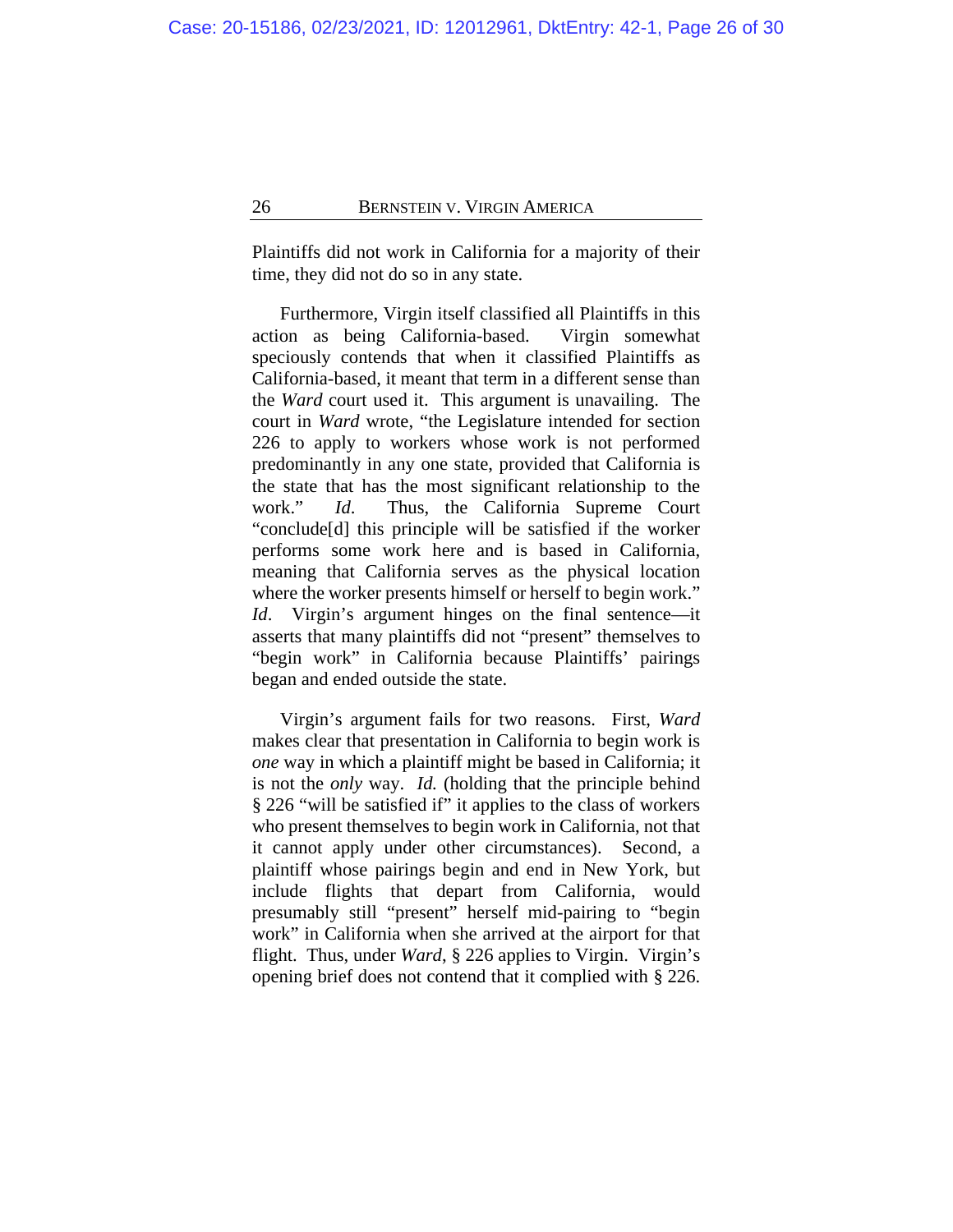Plaintiffs did not work in California for a majority of their time, they did not do so in any state.

Furthermore, Virgin itself classified all Plaintiffs in this action as being California-based. Virgin somewhat speciously contends that when it classified Plaintiffs as California-based, it meant that term in a different sense than the *Ward* court used it. This argument is unavailing. The court in *Ward* wrote, "the Legislature intended for section 226 to apply to workers whose work is not performed predominantly in any one state, provided that California is the state that has the most significant relationship to the work." *Id*. Thus, the California Supreme Court "conclude[d] this principle will be satisfied if the worker performs some work here and is based in California, meaning that California serves as the physical location where the worker presents himself or herself to begin work." *Id*. Virgin's argument hinges on the final sentence—it asserts that many plaintiffs did not "present" themselves to "begin work" in California because Plaintiffs' pairings began and ended outside the state.

Virgin's argument fails for two reasons. First, *Ward* makes clear that presentation in California to begin work is *one* way in which a plaintiff might be based in California; it is not the *only* way. *Id.* (holding that the principle behind § 226 "will be satisfied if" it applies to the class of workers who present themselves to begin work in California, not that it cannot apply under other circumstances). Second, a plaintiff whose pairings begin and end in New York, but include flights that depart from California, would presumably still "present" herself mid-pairing to "begin work" in California when she arrived at the airport for that flight. Thus, under *Ward*, § 226 applies to Virgin. Virgin's opening brief does not contend that it complied with § 226.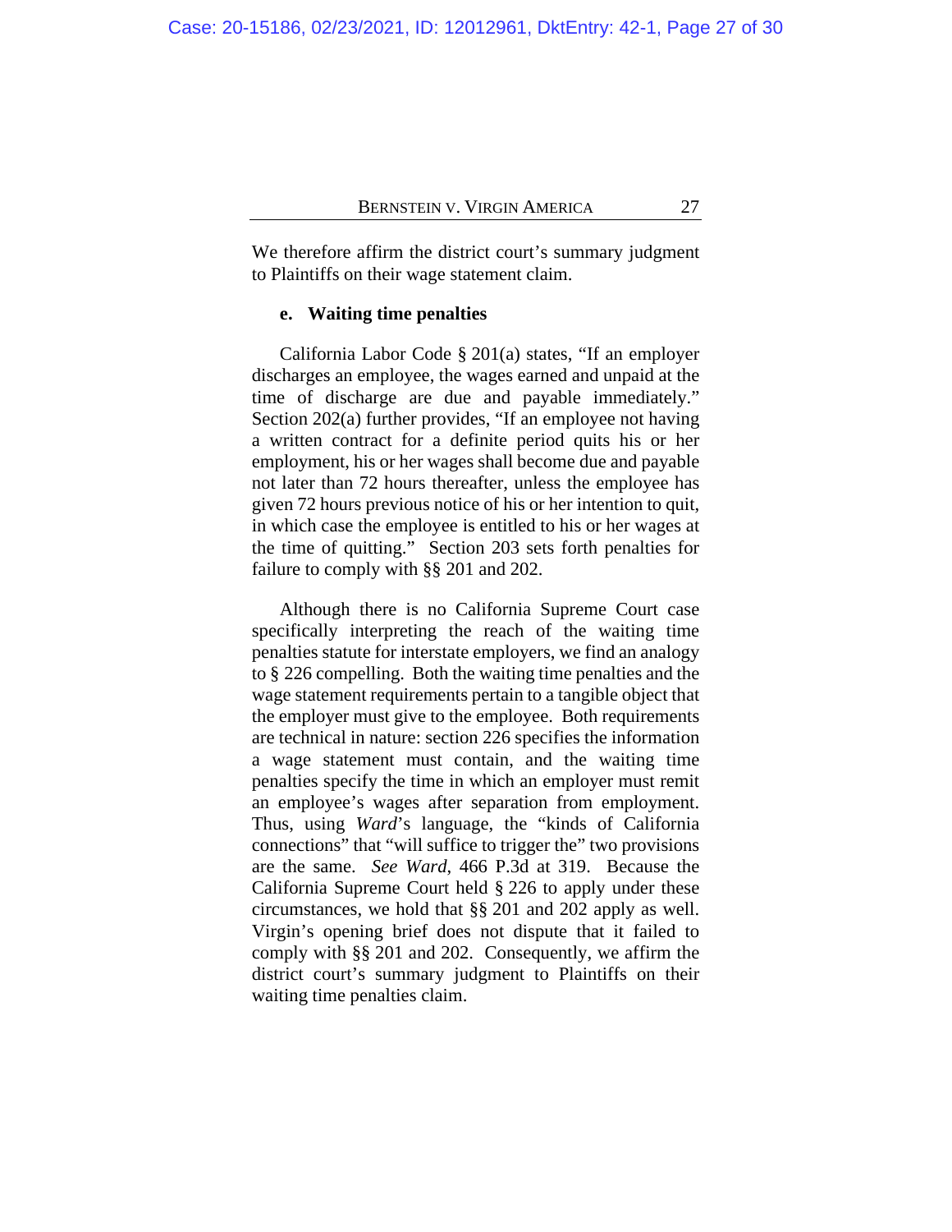We therefore affirm the district court's summary judgment to Plaintiffs on their wage statement claim.

**e. Waiting time penalties**

California Labor Code § 201(a) states, "If an employer discharges an employee, the wages earned and unpaid at the time of discharge are due and payable immediately." Section 202(a) further provides, "If an employee not having a written contract for a definite period quits his or her employment, his or her wages shall become due and payable not later than 72 hours thereafter, unless the employee has given 72 hours previous notice of his or her intention to quit, in which case the employee is entitled to his or her wages at the time of quitting." Section 203 sets forth penalties for failure to comply with §§ 201 and 202.

Although there is no California Supreme Court case specifically interpreting the reach of the waiting time penalties statute for interstate employers, we find an analogy to § 226 compelling. Both the waiting time penalties and the wage statement requirements pertain to a tangible object that the employer must give to the employee. Both requirements are technical in nature: section 226 specifies the information a wage statement must contain, and the waiting time penalties specify the time in which an employer must remit an employee's wages after separation from employment. Thus, using *Ward*'s language, the "kinds of California connections" that "will suffice to trigger the" two provisions are the same. *See Ward*, 466 P.3d at 319. Because the California Supreme Court held § 226 to apply under these circumstances, we hold that §§ 201 and 202 apply as well. Virgin's opening brief does not dispute that it failed to comply with §§ 201 and 202. Consequently, we affirm the district court's summary judgment to Plaintiffs on their waiting time penalties claim.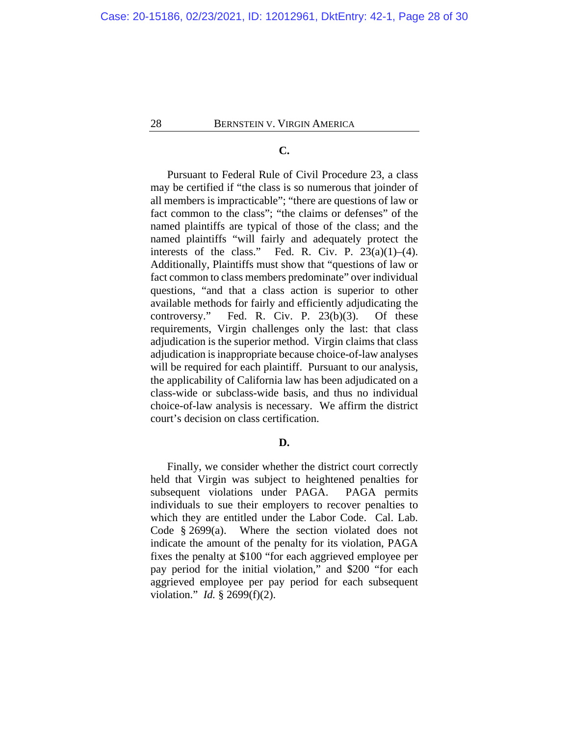### C.

Pursuant to Federal Rule of Civil Procedure 23, a class may be certified if "the class is so numerous that joinder of all members is impracticable"; "there are questions of law or fact common to the class"; "the claims or defenses" of the named plaintiffs are typical of those of the class; and the named plaintiffs "will fairly and adequately protect the interests of the class." Fed. R. Civ. P. 23(a)(1)–(4). Additionally, Plaintiffs must show that "questions of law or fact common to class members predominate" over individual questions, "and that a class action is superior to other available methods for fairly and efficiently adjudicating the controversy." Fed. R. Civ. P. 23(b)(3). Of these requirements, Virgin challenges only the last: that class adjudication is the superior method. Virgin claims that class adjudication is inappropriate because choice-of-law analyses will be required for each plaintiff. Pursuant to our analysis, the applicability of California law has been adjudicated on a class-wide or subclass-wide basis, and thus no individual choice-of-law analysis is necessary. We affirm the district court's decision on class certification.

### D.

Finally, we consider whether the district court correctly held that Virgin was subject to heightened penalties for subsequent violations under PAGA. PAGA permits individuals to sue their employers to recover penalties to which they are entitled under the Labor Code. Cal. Lab. Code § 2699(a). Where the section violated does not indicate the amount of the penalty for its violation, PAGA fixes the penalty at $100 "for each aggrieved employee per pay period for the initial violation," and $200 "for each aggrieved employee per pay period for each subsequent violation." *Id.* § 2699(f)(2).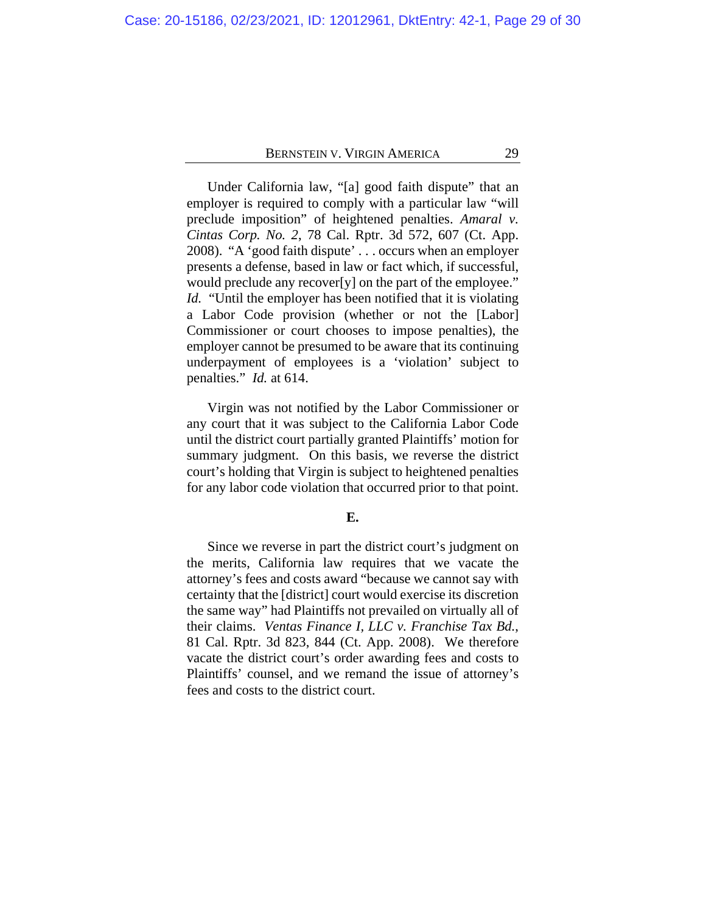Under California law, "[a] good faith dispute" that an employer is required to comply with a particular law "will preclude imposition" of heightened penalties. *Amaral v. Cintas Corp. No. 2*, 78 Cal. Rptr. 3d 572, 607 (Ct. App. 2008). "A 'good faith dispute' . . . occurs when an employer presents a defense, based in law or fact which, if successful, would preclude any recover[y] on the part of the employee." *Id.* "Until the employer has been notified that it is violating a Labor Code provision (whether or not the [Labor] Commissioner or court chooses to impose penalties), the employer cannot be presumed to be aware that its continuing underpayment of employees is a 'violation' subject to penalties." *Id.* at 614.

Virgin was not notified by the Labor Commissioner or any court that it was subject to the California Labor Code until the district court partially granted Plaintiffs' motion for summary judgment. On this basis, we reverse the district court's holding that Virgin is subject to heightened penalties for any labor code violation that occurred prior to that point.

**E.**

Since we reverse in part the district court's judgment on the merits, California law requires that we vacate the attorney's fees and costs award "because we cannot say with certainty that the [district] court would exercise its discretion the same way" had Plaintiffs not prevailed on virtually all of their claims. *Ventas Finance I, LLC v. Franchise Tax Bd.*, 81 Cal. Rptr. 3d 823, 844 (Ct. App. 2008). We therefore vacate the district court's order awarding fees and costs to Plaintiffs' counsel, and we remand the issue of attorney's fees and costs to the district court.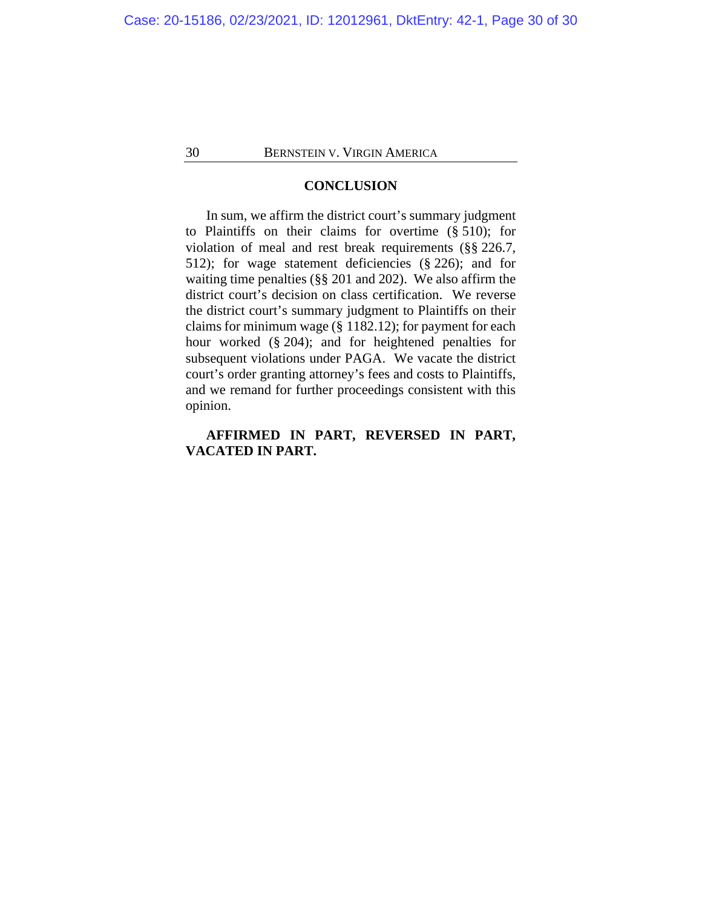## CONCLUSION

In sum, we affirm the district court's summary judgment to Plaintiffs on their claims for overtime (§ 510); for violation of meal and rest break requirements (§§ 226.7, 512); for wage statement deficiencies (§ 226); and for waiting time penalties (§§ 201 and 202). We also affirm the district court's decision on class certification. We reverse the district court's summary judgment to Plaintiffs on their claims for minimum wage (§ 1182.12); for payment for each hour worked (§ 204); and for heightened penalties for subsequent violations under PAGA. We vacate the district court's order granting attorney's fees and costs to Plaintiffs, and we remand for further proceedings consistent with this opinion.

**AFFIRMED IN PART, REVERSED IN PART, VACATED IN PART.**